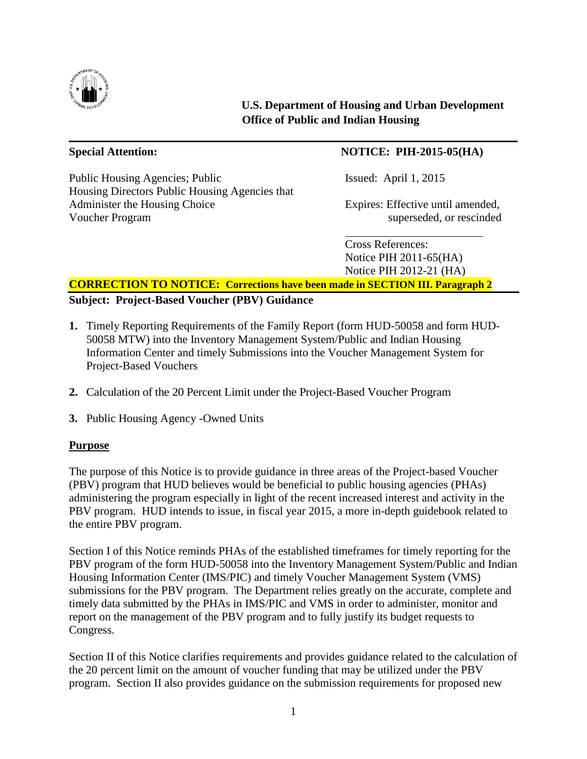**U.S. Department of Housing and Urban Development**
**Office of Public and Indian Housing**

---

**Special Attention:**

Public Housing Agencies; Public Housing Directors Public Housing Agencies that Administer the Housing Choice Voucher Program

**NOTICE: PIH-2015-05(HA)**

Issued: April 1, 2015

Expires: Effective until amended, superseded, or rescinded

Cross References:
Notice PIH 2011-65(HA)
Notice PIH 2012-21 (HA)

**CORRECTION TO NOTICE: Corrections have been made in SECTION III. Paragraph 2**

---

**Subject: Project-Based Voucher (PBV) Guidance**

1. Timely Reporting Requirements of the Family Report (form HUD-50058 and form HUD-50058 MTW) into the Inventory Management System/Public and Indian Housing Information Center and timely Submissions into the Voucher Management System for Project-Based Vouchers

2. Calculation of the 20 Percent Limit under the Project-Based Voucher Program

3. Public Housing Agency -Owned Units

## Purpose

The purpose of this Notice is to provide guidance in three areas of the Project-based Voucher (PBV) program that HUD believes would be beneficial to public housing agencies (PHAs) administering the program especially in light of the recent increased interest and activity in the PBV program. HUD intends to issue, in fiscal year 2015, a more in-depth guidebook related to the entire PBV program.

Section I of this Notice reminds PHAs of the established timeframes for timely reporting for the PBV program of the form HUD-50058 into the Inventory Management System/Public and Indian Housing Information Center (IMS/PIC) and timely Voucher Management System (VMS) submissions for the PBV program. The Department relies greatly on the accurate, complete and timely data submitted by the PHAs in IMS/PIC and VMS in order to administer, monitor and report on the management of the PBV program and to fully justify its budget requests to Congress.

Section II of this Notice clarifies requirements and provides guidance related to the calculation of the 20 percent limit on the amount of voucher funding that may be utilized under the PBV program. Section II also provides guidance on the submission requirements for proposed new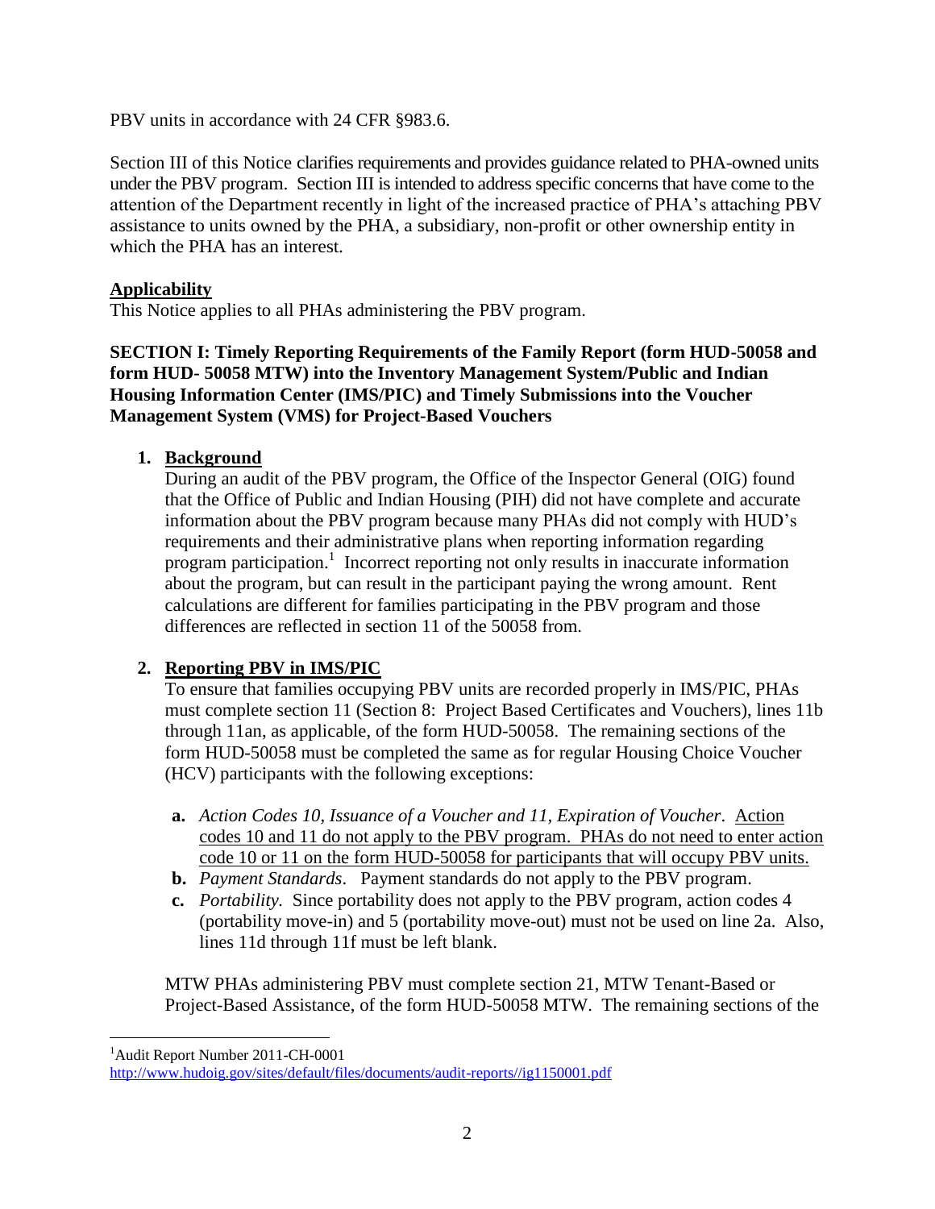PBV units in accordance with 24 CFR §983.6.

Section III of this Notice clarifies requirements and provides guidance related to PHA-owned units under the PBV program. Section III is intended to address specific concerns that have come to the attention of the Department recently in light of the increased practice of PHA's attaching PBV assistance to units owned by the PHA, a subsidiary, non-profit or other ownership entity in which the PHA has an interest.

## Applicability

This Notice applies to all PHAs administering the PBV program.

## SECTION I: Timely Reporting Requirements of the Family Report (form HUD-50058 and form HUD- 50058 MTW) into the Inventory Management System/Public and Indian Housing Information Center (IMS/PIC) and Timely Submissions into the Voucher Management System (VMS) for Project-Based Vouchers

### 1. Background

During an audit of the PBV program, the Office of the Inspector General (OIG) found that the Office of Public and Indian Housing (PIH) did not have complete and accurate information about the PBV program because many PHAs did not comply with HUD's requirements and their administrative plans when reporting information regarding program participation.[1] Incorrect reporting not only results in inaccurate information about the program, but can result in the participant paying the wrong amount. Rent calculations are different for families participating in the PBV program and those differences are reflected in section 11 of the 50058 from.

### 2. Reporting PBV in IMS/PIC

To ensure that families occupying PBV units are recorded properly in IMS/PIC, PHAs must complete section 11 (Section 8: Project Based Certificates and Vouchers), lines 11b through 11an, as applicable, of the form HUD-50058. The remaining sections of the form HUD-50058 must be completed the same as for regular Housing Choice Voucher (HCV) participants with the following exceptions:

- **a.** *Action Codes 10, Issuance of a Voucher and 11, Expiration of Voucher*. Action codes 10 and 11 do not apply to the PBV program. PHAs do not need to enter action code 10 or 11 on the form HUD-50058 for participants that will occupy PBV units.
- **b.** *Payment Standards*. Payment standards do not apply to the PBV program.
- **c.** *Portability.* Since portability does not apply to the PBV program, action codes 4 (portability move-in) and 5 (portability move-out) must not be used on line 2a. Also, lines 11d through 11f must be left blank.

MTW PHAs administering PBV must complete section 21, MTW Tenant-Based or Project-Based Assistance, of the form HUD-50058 MTW. The remaining sections of the

---

[1] Audit Report Number 2011-CH-0001
http://www.hudoig.gov/sites/default/files/documents/audit-reports//ig1150001.pdf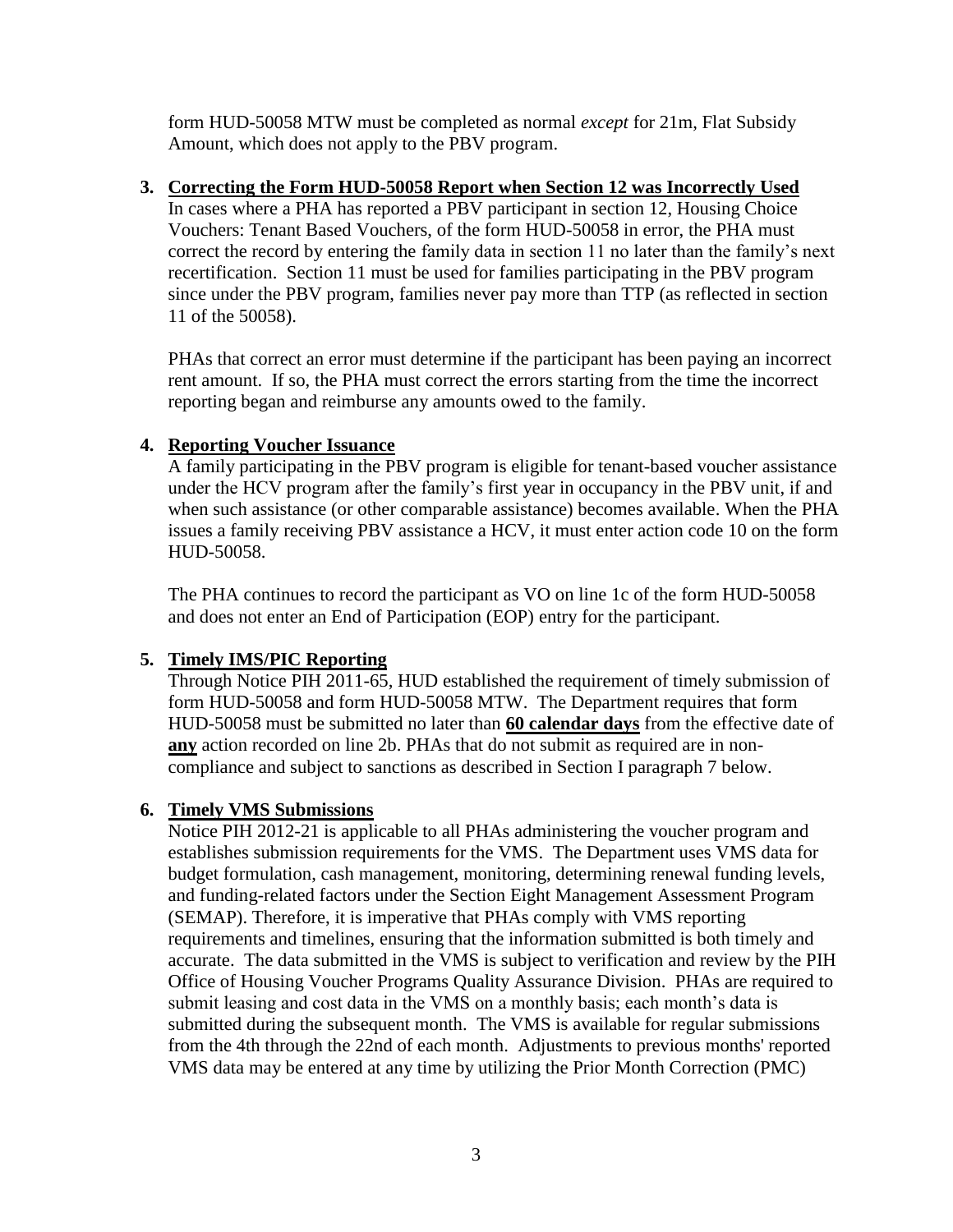form HUD-50058 MTW must be completed as normal *except* for 21m, Flat Subsidy Amount, which does not apply to the PBV program.

3. **Correcting the Form HUD-50058 Report when Section 12 was Incorrectly Used**
   In cases where a PHA has reported a PBV participant in section 12, Housing Choice Vouchers: Tenant Based Vouchers, of the form HUD-50058 in error, the PHA must correct the record by entering the family data in section 11 no later than the family's next recertification. Section 11 must be used for families participating in the PBV program since under the PBV program, families never pay more than TTP (as reflected in section 11 of the 50058).

   PHAs that correct an error must determine if the participant has been paying an incorrect rent amount. If so, the PHA must correct the errors starting from the time the incorrect reporting began and reimburse any amounts owed to the family.

4. **Reporting Voucher Issuance**
   A family participating in the PBV program is eligible for tenant-based voucher assistance under the HCV program after the family's first year in occupancy in the PBV unit, if and when such assistance (or other comparable assistance) becomes available. When the PHA issues a family receiving PBV assistance a HCV, it must enter action code 10 on the form HUD-50058.

   The PHA continues to record the participant as VO on line 1c of the form HUD-50058 and does not enter an End of Participation (EOP) entry for the participant.

5. **Timely IMS/PIC Reporting**
   Through Notice PIH 2011-65, HUD established the requirement of timely submission of form HUD-50058 and form HUD-50058 MTW. The Department requires that form HUD-50058 must be submitted no later than **60 calendar days** from the effective date of **any** action recorded on line 2b. PHAs that do not submit as required are in non-compliance and subject to sanctions as described in Section I paragraph 7 below.

6. **Timely VMS Submissions**
   Notice PIH 2012-21 is applicable to all PHAs administering the voucher program and establishes submission requirements for the VMS. The Department uses VMS data for budget formulation, cash management, monitoring, determining renewal funding levels, and funding-related factors under the Section Eight Management Assessment Program (SEMAP). Therefore, it is imperative that PHAs comply with VMS reporting requirements and timelines, ensuring that the information submitted is both timely and accurate. The data submitted in the VMS is subject to verification and review by the PIH Office of Housing Voucher Programs Quality Assurance Division. PHAs are required to submit leasing and cost data in the VMS on a monthly basis; each month's data is submitted during the subsequent month. The VMS is available for regular submissions from the 4th through the 22nd of each month. Adjustments to previous months' reported VMS data may be entered at any time by utilizing the Prior Month Correction (PMC)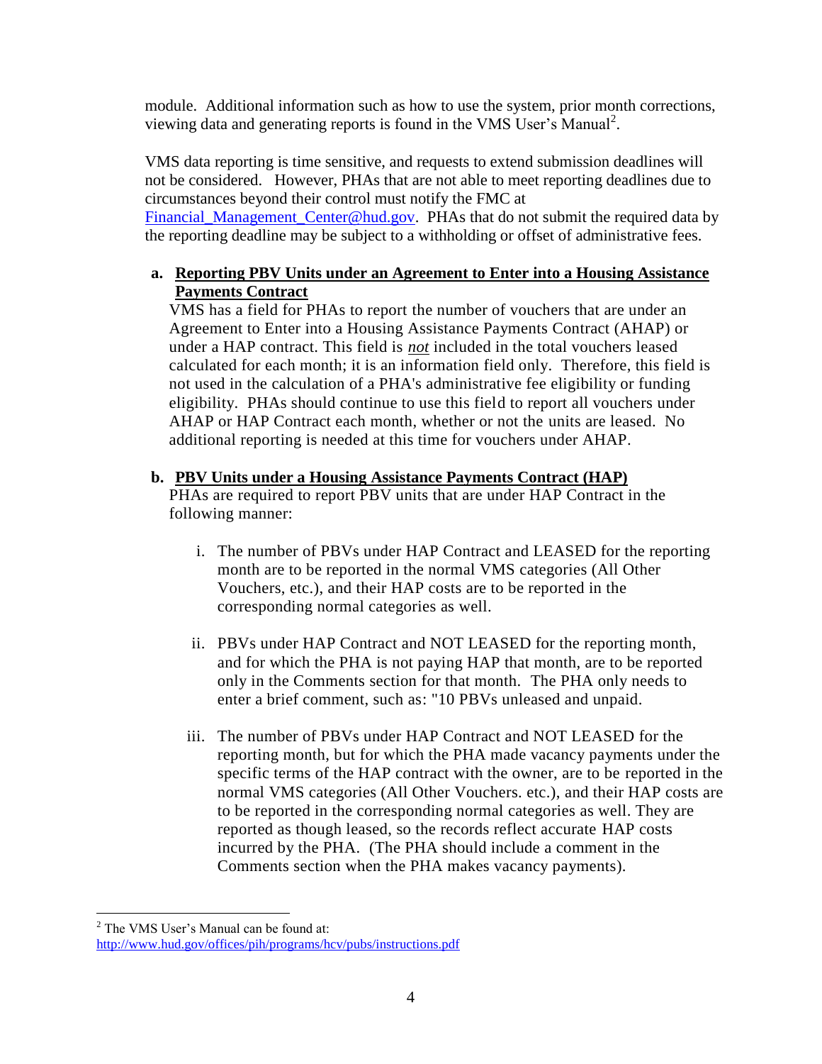module. Additional information such as how to use the system, prior month corrections, viewing data and generating reports is found in the VMS User's Manual[2].

VMS data reporting is time sensitive, and requests to extend submission deadlines will not be considered. However, PHAs that are not able to meet reporting deadlines due to circumstances beyond their control must notify the FMC at Financial_Management_Center@hud.gov. PHAs that do not submit the required data by the reporting deadline may be subject to a withholding or offset of administrative fees.

**a. Reporting PBV Units under an Agreement to Enter into a Housing Assistance Payments Contract**

VMS has a field for PHAs to report the number of vouchers that are under an Agreement to Enter into a Housing Assistance Payments Contract (AHAP) or under a HAP contract. This field is ***not*** included in the total vouchers leased calculated for each month; it is an information field only. Therefore, this field is not used in the calculation of a PHA's administrative fee eligibility or funding eligibility. PHAs should continue to use this field to report all vouchers under AHAP or HAP Contract each month, whether or not the units are leased. No additional reporting is needed at this time for vouchers under AHAP.

**b. PBV Units under a Housing Assistance Payments Contract (HAP)**

PHAs are required to report PBV units that are under HAP Contract in the following manner:

i. The number of PBVs under HAP Contract and LEASED for the reporting month are to be reported in the normal VMS categories (All Other Vouchers, etc.), and their HAP costs are to be reported in the corresponding normal categories as well.

ii. PBVs under HAP Contract and NOT LEASED for the reporting month, and for which the PHA is not paying HAP that month, are to be reported only in the Comments section for that month. The PHA only needs to enter a brief comment, such as: "10 PBVs unleased and unpaid.

iii. The number of PBVs under HAP Contract and NOT LEASED for the reporting month, but for which the PHA made vacancy payments under the specific terms of the HAP contract with the owner, are to be reported in the normal VMS categories (All Other Vouchers. etc.), and their HAP costs are to be reported in the corresponding normal categories as well. They are reported as though leased, so the records reflect accurate HAP costs incurred by the PHA. (The PHA should include a comment in the Comments section when the PHA makes vacancy payments).

---

[2] The VMS User's Manual can be found at: http://www.hud.gov/offices/pih/programs/hcv/pubs/instructions.pdf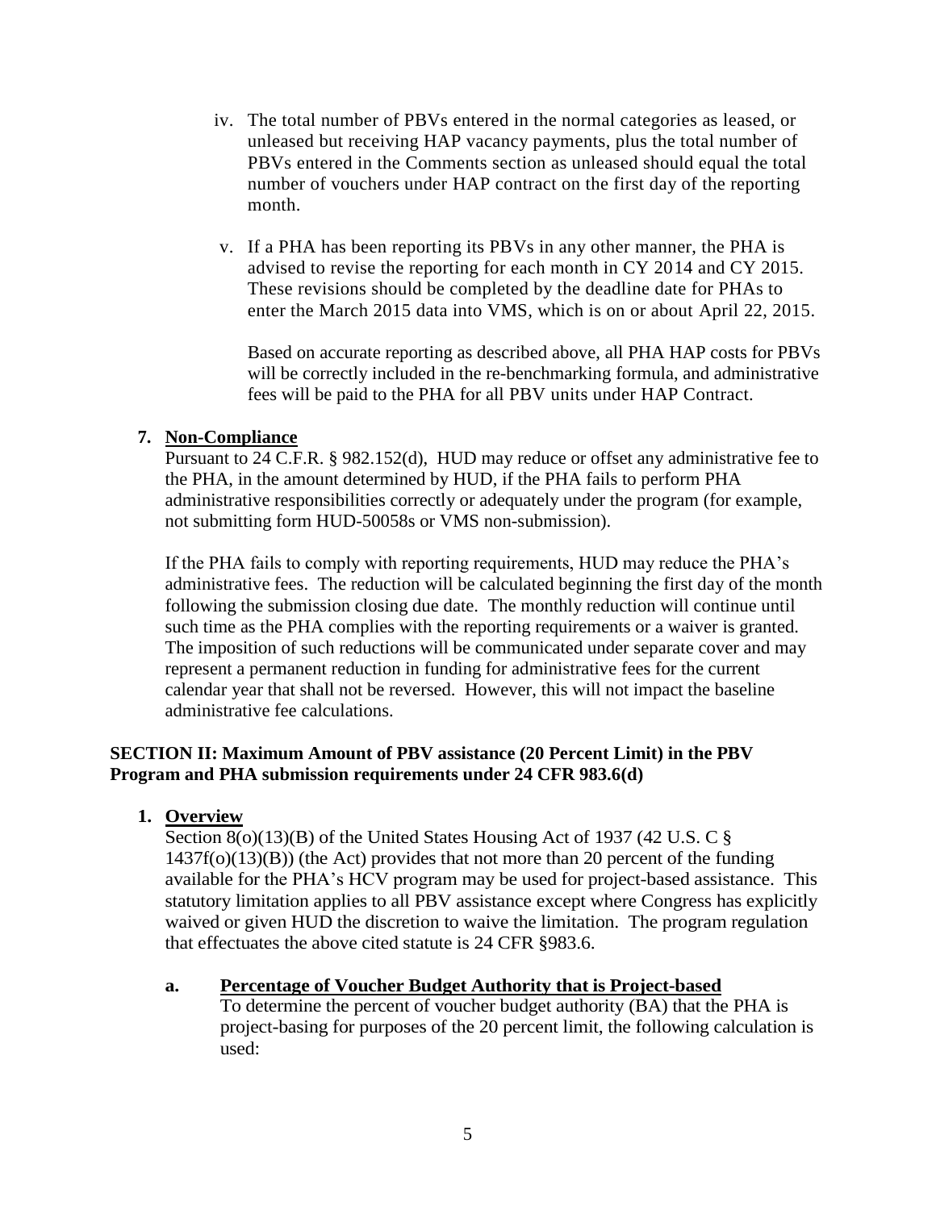iv. The total number of PBVs entered in the normal categories as leased, or unleased but receiving HAP vacancy payments, plus the total number of PBVs entered in the Comments section as unleased should equal the total number of vouchers under HAP contract on the first day of the reporting month.

v. If a PHA has been reporting its PBVs in any other manner, the PHA is advised to revise the reporting for each month in CY 2014 and CY 2015. These revisions should be completed by the deadline date for PHAs to enter the March 2015 data into VMS, which is on or about April 22, 2015.

Based on accurate reporting as described above, all PHA HAP costs for PBVs will be correctly included in the re-benchmarking formula, and administrative fees will be paid to the PHA for all PBV units under HAP Contract.

**7. Non-Compliance**

Pursuant to 24 C.F.R. § 982.152(d), HUD may reduce or offset any administrative fee to the PHA, in the amount determined by HUD, if the PHA fails to perform PHA administrative responsibilities correctly or adequately under the program (for example, not submitting form HUD-50058s or VMS non-submission).

If the PHA fails to comply with reporting requirements, HUD may reduce the PHA's administrative fees. The reduction will be calculated beginning the first day of the month following the submission closing due date. The monthly reduction will continue until such time as the PHA complies with the reporting requirements or a waiver is granted. The imposition of such reductions will be communicated under separate cover and may represent a permanent reduction in funding for administrative fees for the current calendar year that shall not be reversed. However, this will not impact the baseline administrative fee calculations.

## SECTION II: Maximum Amount of PBV assistance (20 Percent Limit) in the PBV Program and PHA submission requirements under 24 CFR 983.6(d)

**1. Overview**

Section 8(o)(13)(B) of the United States Housing Act of 1937 (42 U.S. C § 1437f(o)(13)(B)) (the Act) provides that not more than 20 percent of the funding available for the PHA's HCV program may be used for project-based assistance. This statutory limitation applies to all PBV assistance except where Congress has explicitly waived or given HUD the discretion to waive the limitation. The program regulation that effectuates the above cited statute is 24 CFR §983.6.

**a. Percentage of Voucher Budget Authority that is Project-based**

To determine the percent of voucher budget authority (BA) that the PHA is project-basing for purposes of the 20 percent limit, the following calculation is used: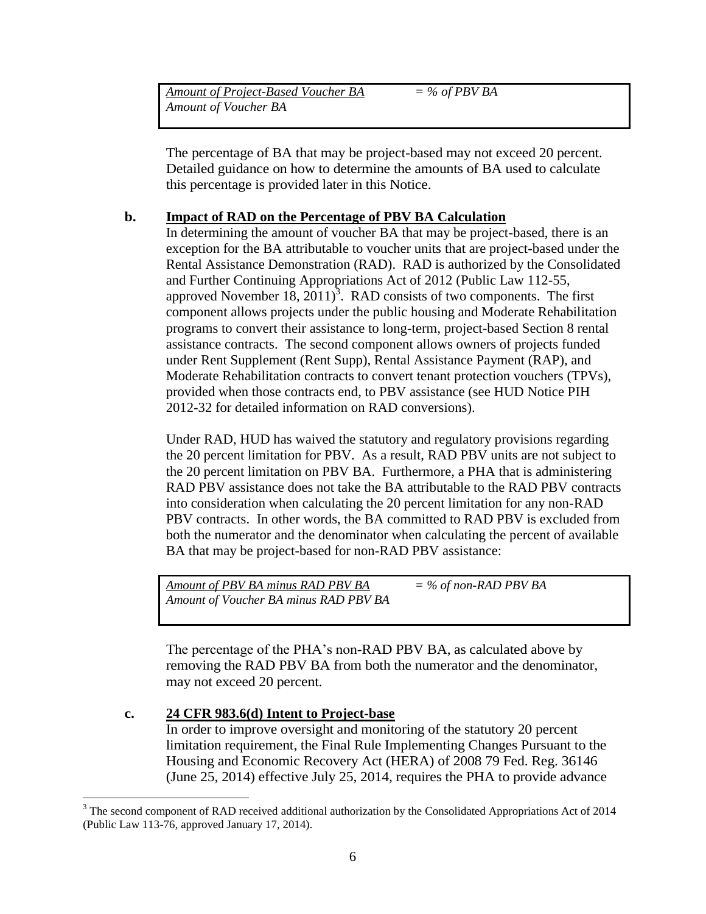| *Amount of Project-Based Voucher BA* / *Amount of Voucher BA* | *= % of PBV BA* |
|---|---|

The percentage of BA that may be project-based may not exceed 20 percent. Detailed guidance on how to determine the amounts of BA used to calculate this percentage is provided later in this Notice.

**b. Impact of RAD on the Percentage of PBV BA Calculation**

In determining the amount of voucher BA that may be project-based, there is an exception for the BA attributable to voucher units that are project-based under the Rental Assistance Demonstration (RAD). RAD is authorized by the Consolidated and Further Continuing Appropriations Act of 2012 (Public Law 112-55, approved November 18, 2011)[3]. RAD consists of two components. The first component allows projects under the public housing and Moderate Rehabilitation programs to convert their assistance to long-term, project-based Section 8 rental assistance contracts. The second component allows owners of projects funded under Rent Supplement (Rent Supp), Rental Assistance Payment (RAP), and Moderate Rehabilitation contracts to convert tenant protection vouchers (TPVs), provided when those contracts end, to PBV assistance (see HUD Notice PIH 2012-32 for detailed information on RAD conversions).

Under RAD, HUD has waived the statutory and regulatory provisions regarding the 20 percent limitation for PBV. As a result, RAD PBV units are not subject to the 20 percent limitation on PBV BA. Furthermore, a PHA that is administering RAD PBV assistance does not take the BA attributable to the RAD PBV contracts into consideration when calculating the 20 percent limitation for any non-RAD PBV contracts. In other words, the BA committed to RAD PBV is excluded from both the numerator and the denominator when calculating the percent of available BA that may be project-based for non-RAD PBV assistance:

| *Amount of PBV BA minus RAD PBV BA* / *Amount of Voucher BA minus RAD PBV BA* | *= % of non-RAD PBV BA* |
|---|---|

The percentage of the PHA's non-RAD PBV BA, as calculated above by removing the RAD PBV BA from both the numerator and the denominator, may not exceed 20 percent.

**c. 24 CFR 983.6(d) Intent to Project-base**

In order to improve oversight and monitoring of the statutory 20 percent limitation requirement, the Final Rule Implementing Changes Pursuant to the Housing and Economic Recovery Act (HERA) of 2008 79 Fed. Reg. 36146 (June 25, 2014) effective July 25, 2014, requires the PHA to provide advance

[3] The second component of RAD received additional authorization by the Consolidated Appropriations Act of 2014 (Public Law 113-76, approved January 17, 2014).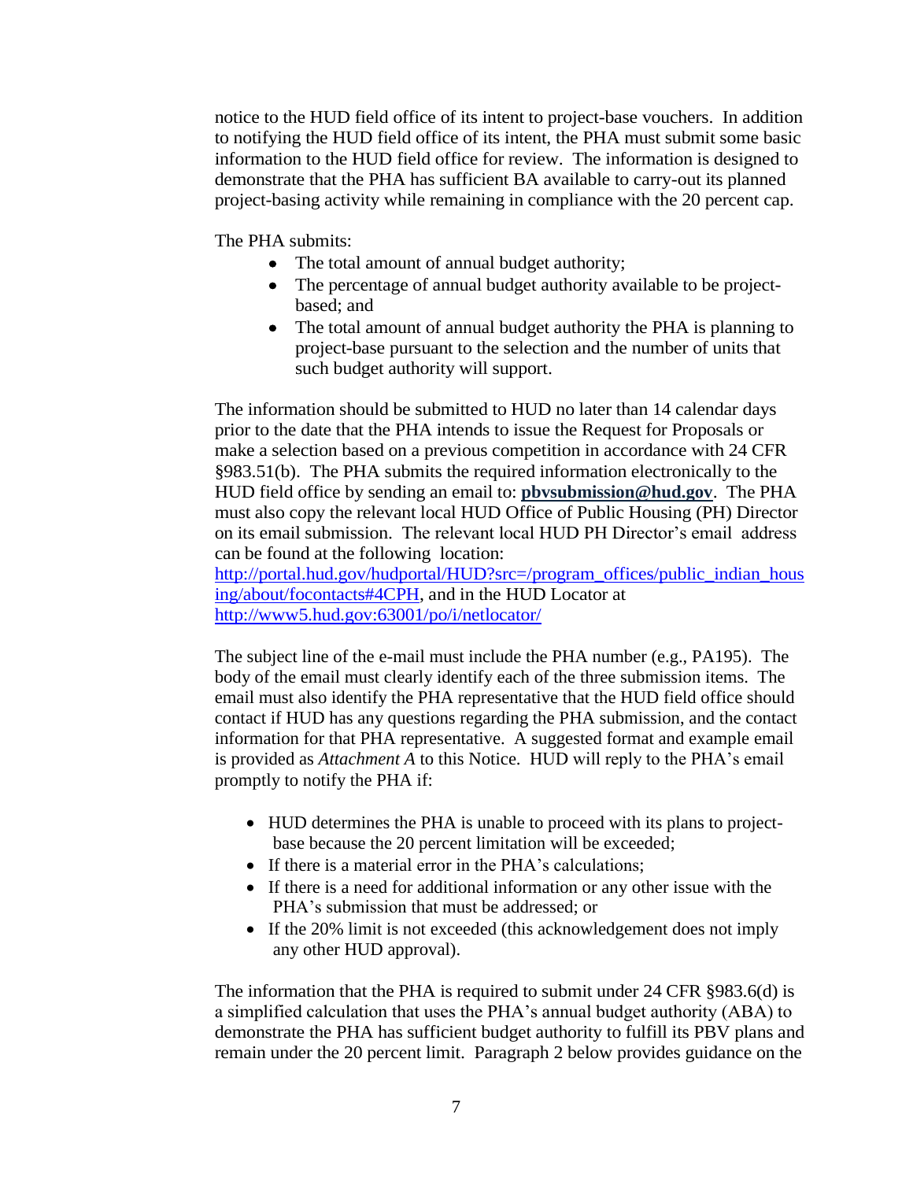notice to the HUD field office of its intent to project-base vouchers. In addition to notifying the HUD field office of its intent, the PHA must submit some basic information to the HUD field office for review. The information is designed to demonstrate that the PHA has sufficient BA available to carry-out its planned project-basing activity while remaining in compliance with the 20 percent cap.

The PHA submits:

- The total amount of annual budget authority;
- The percentage of annual budget authority available to be project-based; and
- The total amount of annual budget authority the PHA is planning to project-base pursuant to the selection and the number of units that such budget authority will support.

The information should be submitted to HUD no later than 14 calendar days prior to the date that the PHA intends to issue the Request for Proposals or make a selection based on a previous competition in accordance with 24 CFR §983.51(b). The PHA submits the required information electronically to the HUD field office by sending an email to: **pbvsubmission@hud.gov**. The PHA must also copy the relevant local HUD Office of Public Housing (PH) Director on its email submission. The relevant local HUD PH Director's email address can be found at the following location: http://portal.hud.gov/hudportal/HUD?src=/program_offices/public_indian_housing/about/focontacts#4CPH, and in the HUD Locator at http://www5.hud.gov:63001/po/i/netlocator/

The subject line of the e-mail must include the PHA number (e.g., PA195). The body of the email must clearly identify each of the three submission items. The email must also identify the PHA representative that the HUD field office should contact if HUD has any questions regarding the PHA submission, and the contact information for that PHA representative. A suggested format and example email is provided as *Attachment A* to this Notice. HUD will reply to the PHA's email promptly to notify the PHA if:

- HUD determines the PHA is unable to proceed with its plans to project-base because the 20 percent limitation will be exceeded;
- If there is a material error in the PHA's calculations;
- If there is a need for additional information or any other issue with the PHA's submission that must be addressed; or
- If the 20% limit is not exceeded (this acknowledgement does not imply any other HUD approval).

The information that the PHA is required to submit under 24 CFR §983.6(d) is a simplified calculation that uses the PHA's annual budget authority (ABA) to demonstrate the PHA has sufficient budget authority to fulfill its PBV plans and remain under the 20 percent limit. Paragraph 2 below provides guidance on the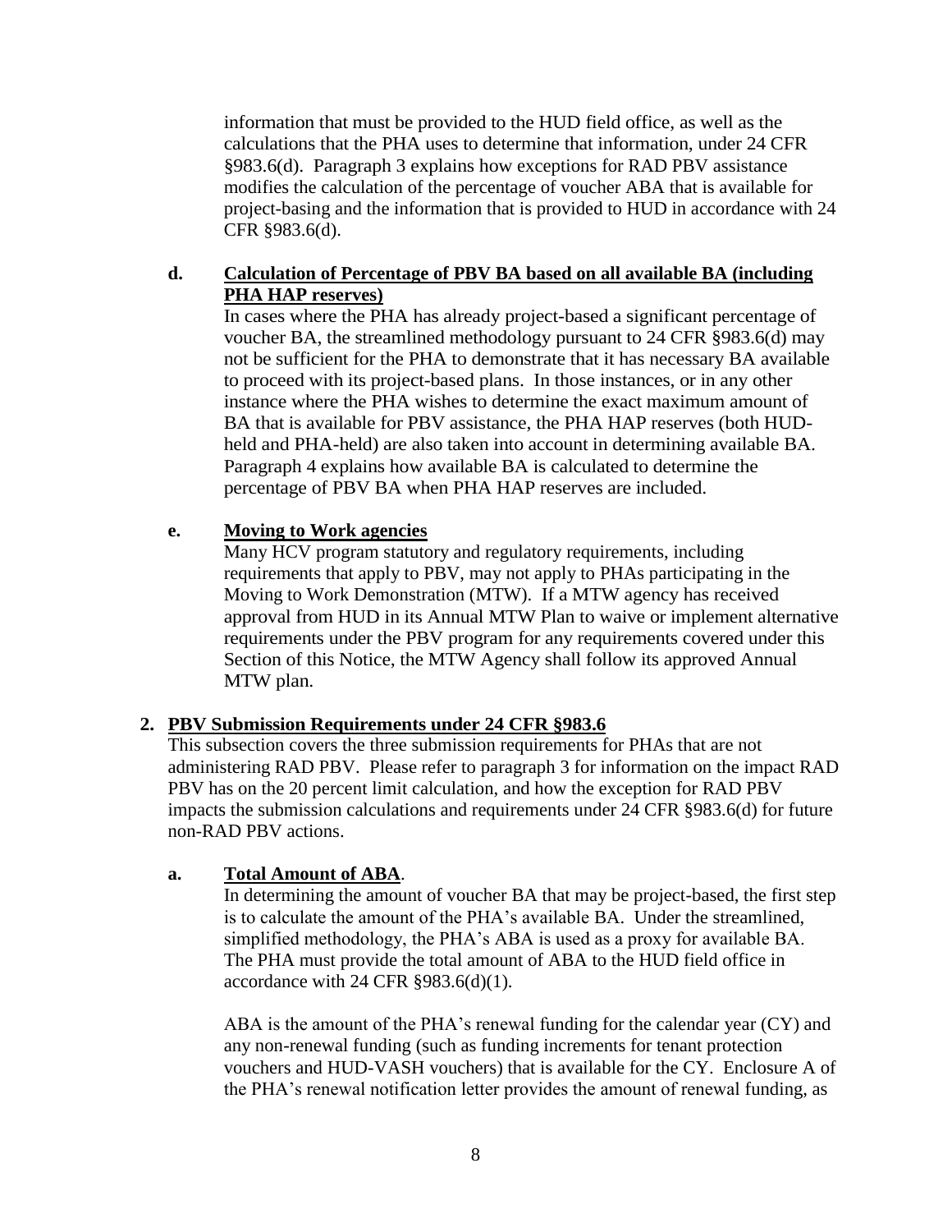information that must be provided to the HUD field office, as well as the calculations that the PHA uses to determine that information, under 24 CFR §983.6(d). Paragraph 3 explains how exceptions for RAD PBV assistance modifies the calculation of the percentage of voucher ABA that is available for project-basing and the information that is provided to HUD in accordance with 24 CFR §983.6(d).

**d. Calculation of Percentage of PBV BA based on all available BA (including PHA HAP reserves)**

In cases where the PHA has already project-based a significant percentage of voucher BA, the streamlined methodology pursuant to 24 CFR §983.6(d) may not be sufficient for the PHA to demonstrate that it has necessary BA available to proceed with its project-based plans. In those instances, or in any other instance where the PHA wishes to determine the exact maximum amount of BA that is available for PBV assistance, the PHA HAP reserves (both HUD-held and PHA-held) are also taken into account in determining available BA. Paragraph 4 explains how available BA is calculated to determine the percentage of PBV BA when PHA HAP reserves are included.

**e. Moving to Work agencies**

Many HCV program statutory and regulatory requirements, including requirements that apply to PBV, may not apply to PHAs participating in the Moving to Work Demonstration (MTW). If a MTW agency has received approval from HUD in its Annual MTW Plan to waive or implement alternative requirements under the PBV program for any requirements covered under this Section of this Notice, the MTW Agency shall follow its approved Annual MTW plan.

## 2. PBV Submission Requirements under 24 CFR §983.6

This subsection covers the three submission requirements for PHAs that are not administering RAD PBV. Please refer to paragraph 3 for information on the impact RAD PBV has on the 20 percent limit calculation, and how the exception for RAD PBV impacts the submission calculations and requirements under 24 CFR §983.6(d) for future non-RAD PBV actions.

**a. Total Amount of ABA**.

In determining the amount of voucher BA that may be project-based, the first step is to calculate the amount of the PHA's available BA. Under the streamlined, simplified methodology, the PHA's ABA is used as a proxy for available BA. The PHA must provide the total amount of ABA to the HUD field office in accordance with 24 CFR §983.6(d)(1).

ABA is the amount of the PHA's renewal funding for the calendar year (CY) and any non-renewal funding (such as funding increments for tenant protection vouchers and HUD-VASH vouchers) that is available for the CY. Enclosure A of the PHA's renewal notification letter provides the amount of renewal funding, as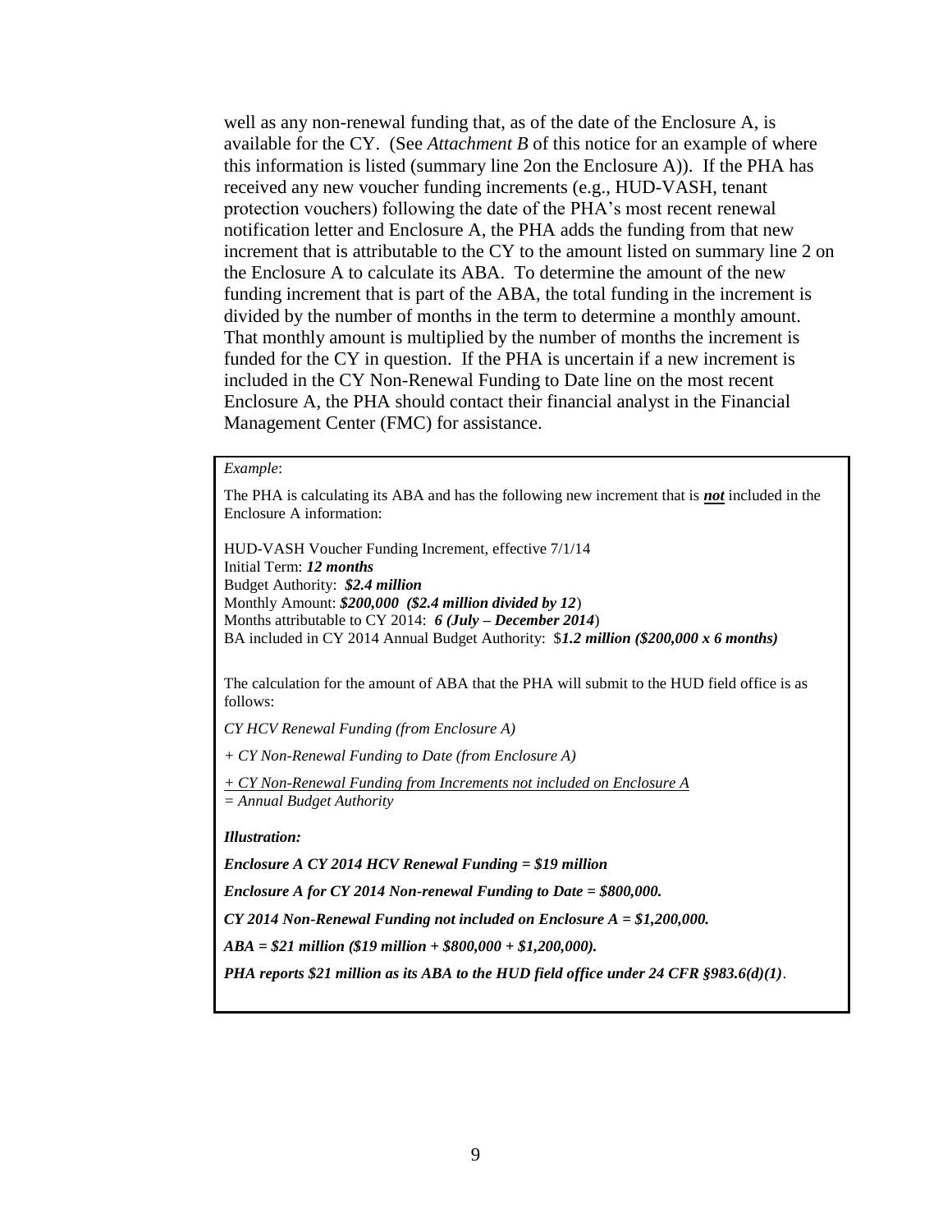well as any non-renewal funding that, as of the date of the Enclosure A, is available for the CY. (See *Attachment B* of this notice for an example of where this information is listed (summary line 2on the Enclosure A)). If the PHA has received any new voucher funding increments (e.g., HUD-VASH, tenant protection vouchers) following the date of the PHA's most recent renewal notification letter and Enclosure A, the PHA adds the funding from that new increment that is attributable to the CY to the amount listed on summary line 2 on the Enclosure A to calculate its ABA. To determine the amount of the new funding increment that is part of the ABA, the total funding in the increment is divided by the number of months in the term to determine a monthly amount. That monthly amount is multiplied by the number of months the increment is funded for the CY in question. If the PHA is uncertain if a new increment is included in the CY Non-Renewal Funding to Date line on the most recent Enclosure A, the PHA should contact their financial analyst in the Financial Management Center (FMC) for assistance.

*Example*:

The PHA is calculating its ABA and has the following new increment that is ***not*** included in the Enclosure A information:

HUD-VASH Voucher Funding Increment, effective 7/1/14
Initial Term: ***12 months***
Budget Authority: ***$2.4 million***
Monthly Amount: ***$200,000 ($2.4 million divided by 12***)
Months attributable to CY 2014: ***6 (July – December 2014***)
BA included in CY 2014 Annual Budget Authority: $***1.2 million ($200,000 x 6 months)***

The calculation for the amount of ABA that the PHA will submit to the HUD field office is as follows:

*CY HCV Renewal Funding (from Enclosure A)*

*+ CY Non-Renewal Funding to Date (from Enclosure A)*

<u>*+ CY Non-Renewal Funding from Increments not included on Enclosure A*</u>
*= Annual Budget Authority*

***Illustration:***

***Enclosure A CY 2014 HCV Renewal Funding = $19 million***

***Enclosure A for CY 2014 Non-renewal Funding to Date = $800,000.***

***CY 2014 Non-Renewal Funding not included on Enclosure A = $1,200,000.***

***ABA = $21 million ($19 million + $800,000 + $1,200,000).***

***PHA reports $21 million as its ABA to the HUD field office under 24 CFR §983.6(d)(1)***.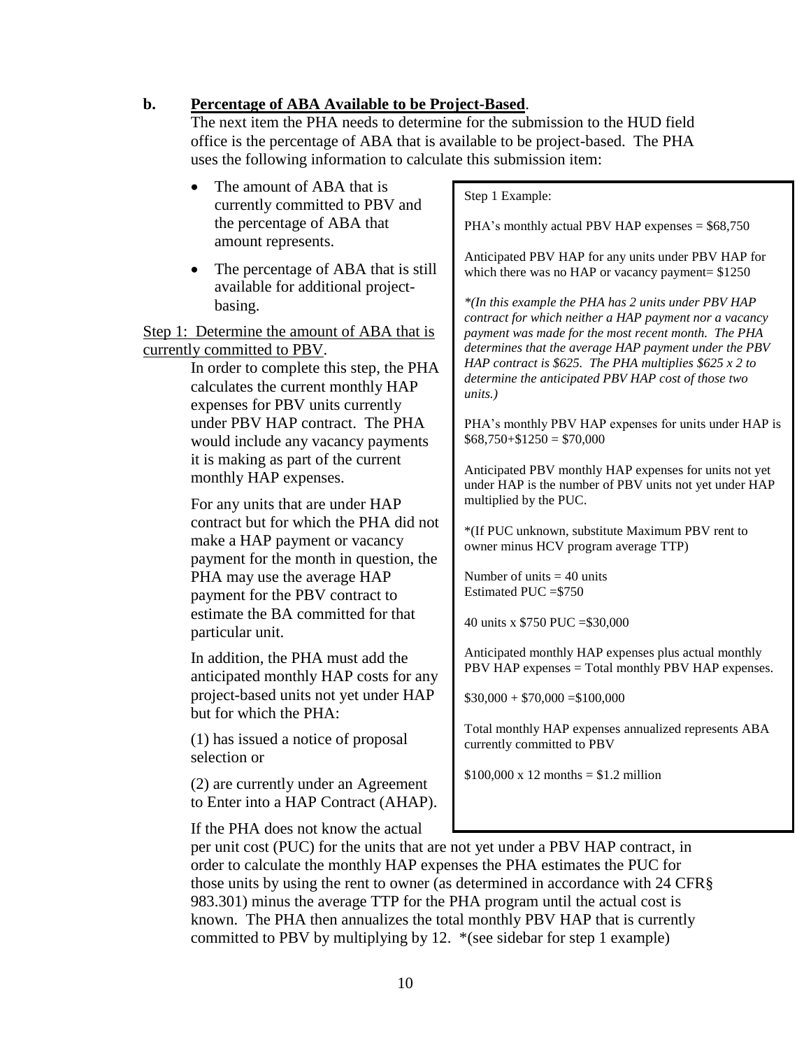**b.** **Percentage of ABA Available to be Project-Based**.

The next item the PHA needs to determine for the submission to the HUD field office is the percentage of ABA that is available to be project-based. The PHA uses the following information to calculate this submission item:

- The amount of ABA that is currently committed to PBV and the percentage of ABA that amount represents.
- The percentage of ABA that is still available for additional project-basing.

Step 1: Determine the amount of ABA that is currently committed to PBV.

In order to complete this step, the PHA calculates the current monthly HAP expenses for PBV units currently under PBV HAP contract. The PHA would include any vacancy payments it is making as part of the current monthly HAP expenses.

For any units that are under HAP contract but for which the PHA did not make a HAP payment or vacancy payment for the month in question, the PHA may use the average HAP payment for the PBV contract to estimate the BA committed for that particular unit.

In addition, the PHA must add the anticipated monthly HAP costs for any project-based units not yet under HAP but for which the PHA:

(1) has issued a notice of proposal selection or

(2) are currently under an Agreement to Enter into a HAP Contract (AHAP).

If the PHA does not know the actual per unit cost (PUC) for the units that are not yet under a PBV HAP contract, in order to calculate the monthly HAP expenses the PHA estimates the PUC for those units by using the rent to owner (as determined in accordance with 24 CFR§ 983.301) minus the average TTP for the PHA program until the actual cost is known. The PHA then annualizes the total monthly PBV HAP that is currently committed to PBV by multiplying by 12. *(see sidebar for step 1 example)

> Step 1 Example:
>
> PHA's monthly actual PBV HAP expenses = $68,750
>
> Anticipated PBV HAP for any units under PBV HAP for which there was no HAP or vacancy payment= $1250
>
> **(In this example the PHA has 2 units under PBV HAP contract for which neither a HAP payment nor a vacancy payment was made for the most recent month. The PHA determines that the average HAP payment under the PBV HAP contract is $625. The PHA multiplies $625 x 2 to determine the anticipated PBV HAP cost of those two units.)*
>
> PHA's monthly PBV HAP expenses for units under HAP is $68,750+$1250 = $70,000
>
> Anticipated PBV monthly HAP expenses for units not yet under HAP is the number of PBV units not yet under HAP multiplied by the PUC.
>
> *(If PUC unknown, substitute Maximum PBV rent to owner minus HCV program average TTP)
>
> Number of units = 40 units
> Estimated PUC =$750
>
> 40 units x $750 PUC =$30,000
>
> Anticipated monthly HAP expenses plus actual monthly PBV HAP expenses = Total monthly PBV HAP expenses.
>
> $30,000 + $70,000 =$100,000
>
> Total monthly HAP expenses annualized represents ABA currently committed to PBV
>
> $100,000 x 12 months = $1.2 million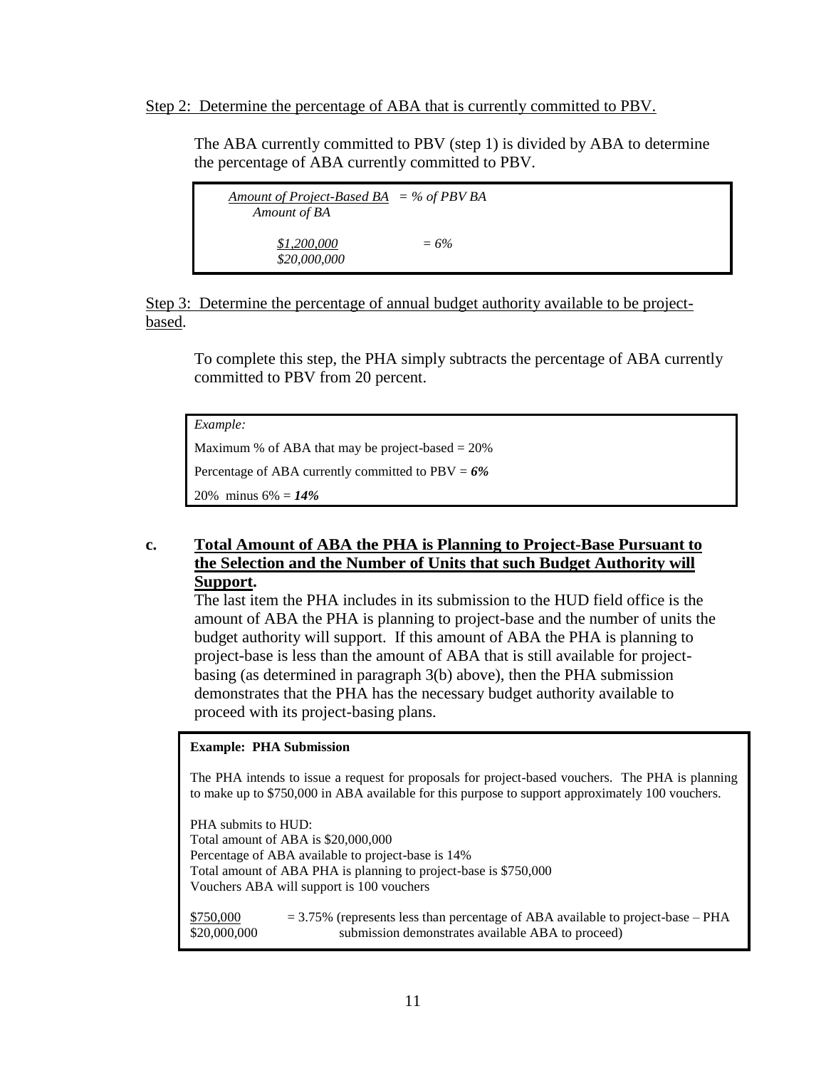Step 2: Determine the percentage of ABA that is currently committed to PBV.

The ABA currently committed to PBV (step 1) is divided by ABA to determine the percentage of ABA currently committed to PBV.

> *Amount of Project-Based BA* = *% of PBV BA*
> *Amount of BA*
>
> *$1,200,000* = *6%*
> *$20,000,000*

Step 3: Determine the percentage of annual budget authority available to be project-based.

To complete this step, the PHA simply subtracts the percentage of ABA currently committed to PBV from 20 percent.

> *Example:*
>
> Maximum % of ABA that may be project-based = 20%
>
> Percentage of ABA currently committed to PBV = ***6%***
>
> 20% minus 6% = ***14%***

**c. Total Amount of ABA the PHA is Planning to Project-Base Pursuant to the Selection and the Number of Units that such Budget Authority will Support.**

The last item the PHA includes in its submission to the HUD field office is the amount of ABA the PHA is planning to project-base and the number of units the budget authority will support. If this amount of ABA the PHA is planning to project-base is less than the amount of ABA that is still available for project-basing (as determined in paragraph 3(b) above), then the PHA submission demonstrates that the PHA has the necessary budget authority available to proceed with its project-basing plans.

> **Example: PHA Submission**
>
> The PHA intends to issue a request for proposals for project-based vouchers. The PHA is planning to make up to $750,000 in ABA available for this purpose to support approximately 100 vouchers.
>
> PHA submits to HUD:
> Total amount of ABA is $20,000,000
> Percentage of ABA available to project-base is 14%
> Total amount of ABA PHA is planning to project-base is $750,000
> Vouchers ABA will support is 100 vouchers
>
> $750,000 = 3.75% (represents less than percentage of ABA available to project-base – PHA
> $20,000,000 submission demonstrates available ABA to proceed)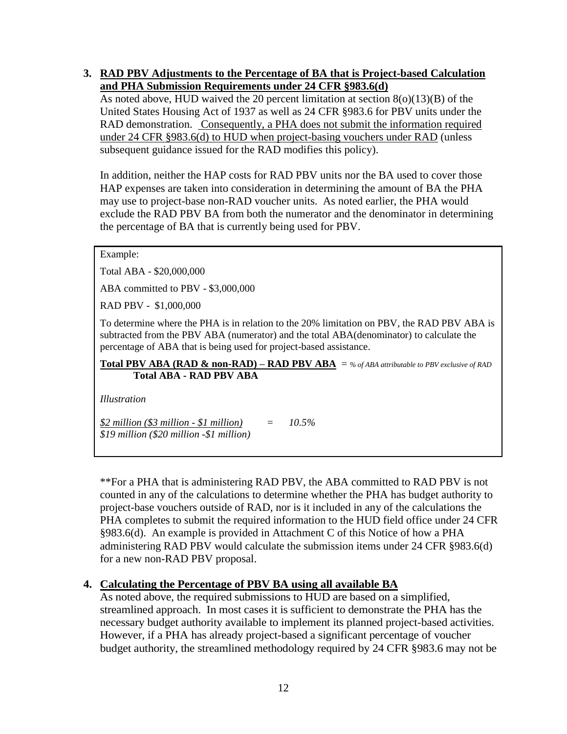3. **<u>RAD PBV Adjustments to the Percentage of BA that is Project-based Calculation and PHA Submission Requirements under 24 CFR §983.6(d)</u>**

   As noted above, HUD waived the 20 percent limitation at section 8(o)(13)(B) of the United States Housing Act of 1937 as well as 24 CFR §983.6 for PBV units under the RAD demonstration. <u>Consequently, a PHA does not submit the information required under 24 CFR §983.6(d) to HUD when project-basing vouchers under RAD</u> (unless subsequent guidance issued for the RAD modifies this policy).

   In addition, neither the HAP costs for RAD PBV units nor the BA used to cover those HAP expenses are taken into consideration in determining the amount of BA the PHA may use to project-base non-RAD voucher units. As noted earlier, the PHA would exclude the RAD PBV BA from both the numerator and the denominator in determining the percentage of BA that is currently being used for PBV.

> Example:
>
> Total ABA - $20,000,000
>
> ABA committed to PBV - $3,000,000
>
> RAD PBV - $1,000,000
>
> To determine where the PHA is in relation to the 20% limitation on PBV, the RAD PBV ABA is subtracted from the PBV ABA (numerator) and the total ABA(denominator) to calculate the percentage of ABA that is being used for project-based assistance.
>
> $$\frac{\textbf{Total PBV ABA (RAD \& non-RAD) – RAD PBV ABA}}{\textbf{Total ABA - RAD PBV ABA}} = \textit{\% of ABA attributable to PBV exclusive of RAD}$$
>
> *Illustration*
>
> $$\frac{\text{\$2 million (\$3 million - \$1 million)}}{\text{\$19 million (\$20 million -\$1 million)}} = 10.5\%$$

   **For a PHA that is administering RAD PBV, the ABA committed to RAD PBV is not counted in any of the calculations to determine whether the PHA has budget authority to project-base vouchers outside of RAD, nor is it included in any of the calculations the PHA completes to submit the required information to the HUD field office under 24 CFR §983.6(d). An example is provided in Attachment C of this Notice of how a PHA administering RAD PBV would calculate the submission items under 24 CFR §983.6(d) for a new non-RAD PBV proposal.

4. **<u>Calculating the Percentage of PBV BA using all available BA</u>**

   As noted above, the required submissions to HUD are based on a simplified, streamlined approach. In most cases it is sufficient to demonstrate the PHA has the necessary budget authority available to implement its planned project-based activities. However, if a PHA has already project-based a significant percentage of voucher budget authority, the streamlined methodology required by 24 CFR §983.6 may not be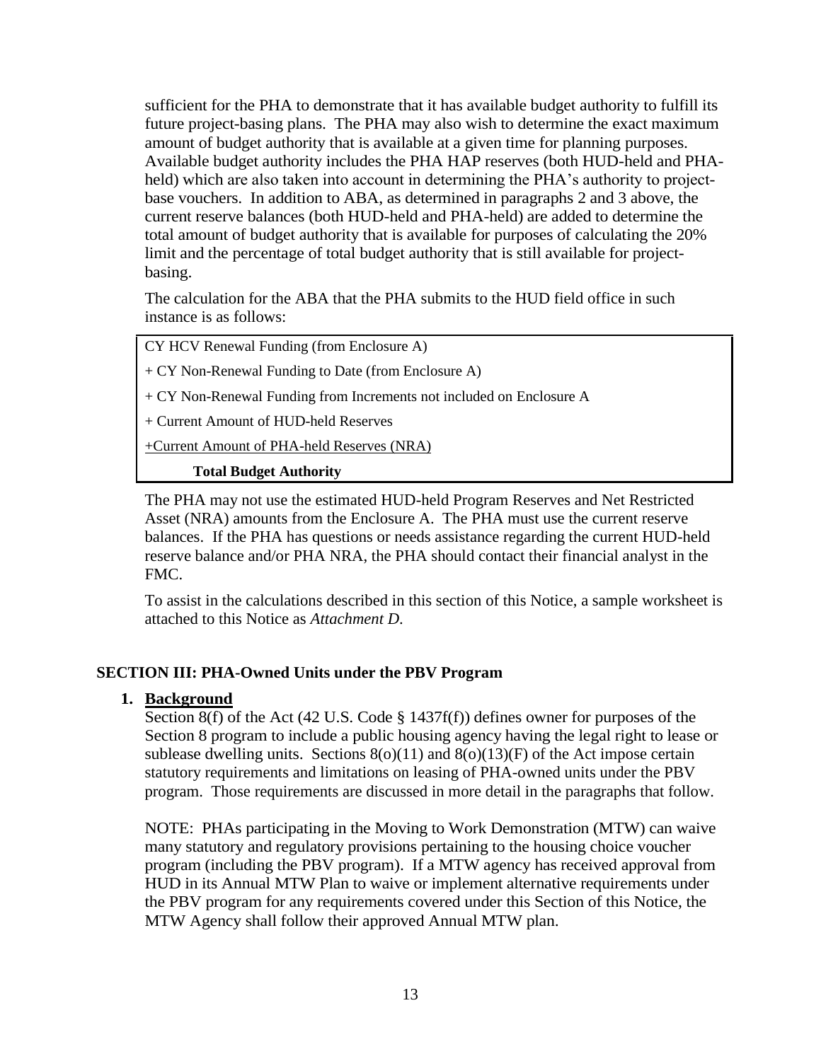sufficient for the PHA to demonstrate that it has available budget authority to fulfill its future project-basing plans. The PHA may also wish to determine the exact maximum amount of budget authority that is available at a given time for planning purposes. Available budget authority includes the PHA HAP reserves (both HUD-held and PHA-held) which are also taken into account in determining the PHA's authority to project-base vouchers. In addition to ABA, as determined in paragraphs 2 and 3 above, the current reserve balances (both HUD-held and PHA-held) are added to determine the total amount of budget authority that is available for purposes of calculating the 20% limit and the percentage of total budget authority that is still available for project-basing.

The calculation for the ABA that the PHA submits to the HUD field office in such instance is as follows:

| |
|---|
| CY HCV Renewal Funding (from Enclosure A) |
| + CY Non-Renewal Funding to Date (from Enclosure A) |
| + CY Non-Renewal Funding from Increments not included on Enclosure A |
| + Current Amount of HUD-held Reserves |
| +Current Amount of PHA-held Reserves (NRA) |
| **Total Budget Authority** |

The PHA may not use the estimated HUD-held Program Reserves and Net Restricted Asset (NRA) amounts from the Enclosure A. The PHA must use the current reserve balances. If the PHA has questions or needs assistance regarding the current HUD-held reserve balance and/or PHA NRA, the PHA should contact their financial analyst in the FMC.

To assist in the calculations described in this section of this Notice, a sample worksheet is attached to this Notice as *Attachment D*.

## SECTION III: PHA-Owned Units under the PBV Program

### 1. Background

Section 8(f) of the Act (42 U.S. Code § 1437f(f)) defines owner for purposes of the Section 8 program to include a public housing agency having the legal right to lease or sublease dwelling units. Sections 8(o)(11) and 8(o)(13)(F) of the Act impose certain statutory requirements and limitations on leasing of PHA-owned units under the PBV program. Those requirements are discussed in more detail in the paragraphs that follow.

NOTE: PHAs participating in the Moving to Work Demonstration (MTW) can waive many statutory and regulatory provisions pertaining to the housing choice voucher program (including the PBV program). If a MTW agency has received approval from HUD in its Annual MTW Plan to waive or implement alternative requirements under the PBV program for any requirements covered under this Section of this Notice, the MTW Agency shall follow their approved Annual MTW plan.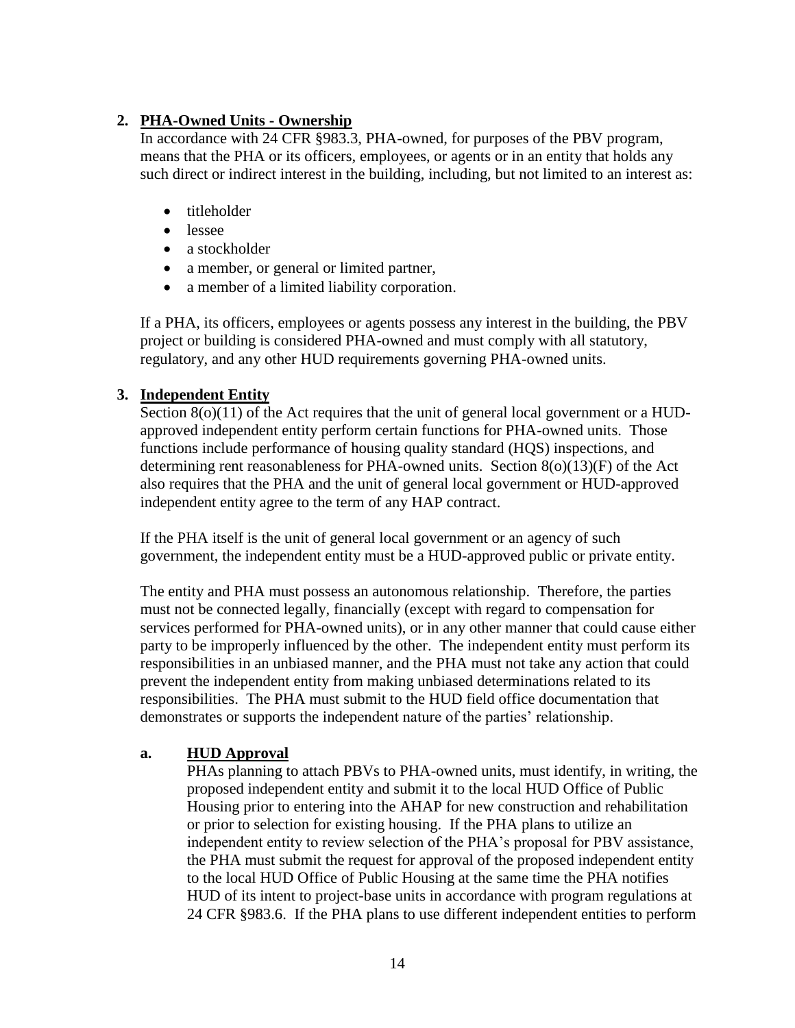## 2. PHA-Owned Units - Ownership

In accordance with 24 CFR §983.3, PHA-owned, for purposes of the PBV program, means that the PHA or its officers, employees, or agents or in an entity that holds any such direct or indirect interest in the building, including, but not limited to an interest as:

- titleholder
- lessee
- a stockholder
- a member, or general or limited partner,
- a member of a limited liability corporation.

If a PHA, its officers, employees or agents possess any interest in the building, the PBV project or building is considered PHA-owned and must comply with all statutory, regulatory, and any other HUD requirements governing PHA-owned units.

## 3. Independent Entity

Section 8(o)(11) of the Act requires that the unit of general local government or a HUD-approved independent entity perform certain functions for PHA-owned units. Those functions include performance of housing quality standard (HQS) inspections, and determining rent reasonableness for PHA-owned units. Section 8(o)(13)(F) of the Act also requires that the PHA and the unit of general local government or HUD-approved independent entity agree to the term of any HAP contract.

If the PHA itself is the unit of general local government or an agency of such government, the independent entity must be a HUD-approved public or private entity.

The entity and PHA must possess an autonomous relationship. Therefore, the parties must not be connected legally, financially (except with regard to compensation for services performed for PHA-owned units), or in any other manner that could cause either party to be improperly influenced by the other. The independent entity must perform its responsibilities in an unbiased manner, and the PHA must not take any action that could prevent the independent entity from making unbiased determinations related to its responsibilities. The PHA must submit to the HUD field office documentation that demonstrates or supports the independent nature of the parties' relationship.

### a. HUD Approval

PHAs planning to attach PBVs to PHA-owned units, must identify, in writing, the proposed independent entity and submit it to the local HUD Office of Public Housing prior to entering into the AHAP for new construction and rehabilitation or prior to selection for existing housing. If the PHA plans to utilize an independent entity to review selection of the PHA's proposal for PBV assistance, the PHA must submit the request for approval of the proposed independent entity to the local HUD Office of Public Housing at the same time the PHA notifies HUD of its intent to project-base units in accordance with program regulations at 24 CFR §983.6. If the PHA plans to use different independent entities to perform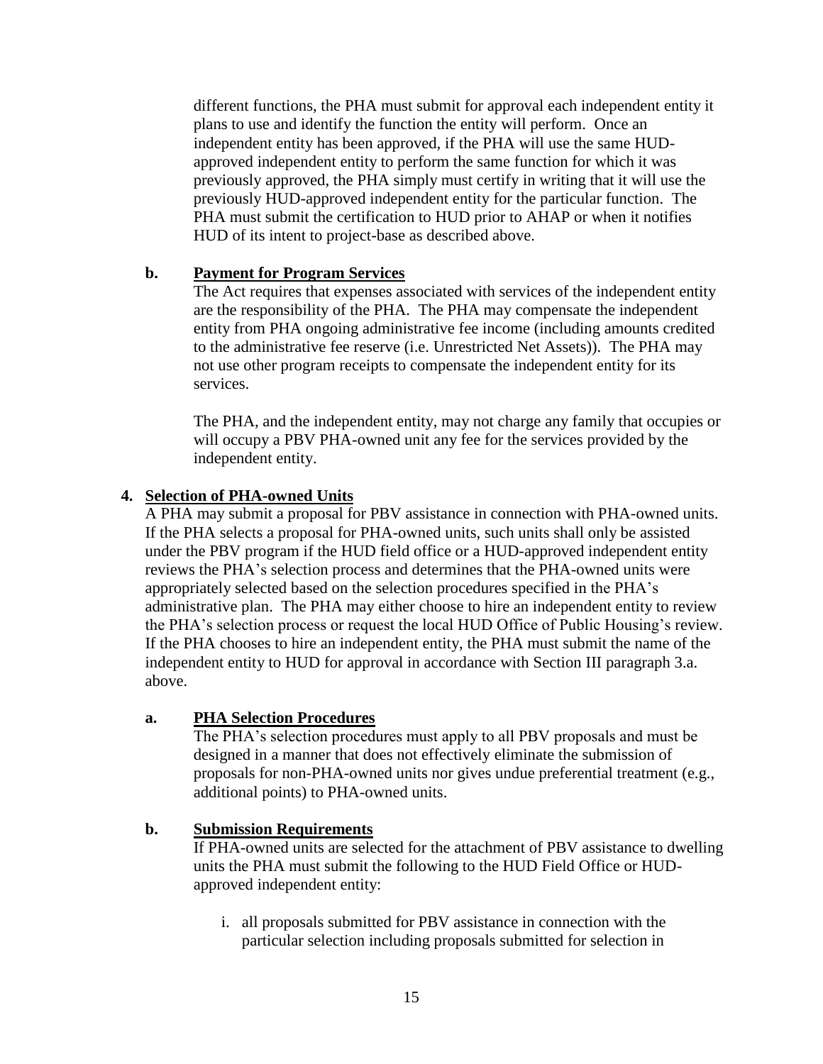different functions, the PHA must submit for approval each independent entity it plans to use and identify the function the entity will perform. Once an independent entity has been approved, if the PHA will use the same HUD-approved independent entity to perform the same function for which it was previously approved, the PHA simply must certify in writing that it will use the previously HUD-approved independent entity for the particular function. The PHA must submit the certification to HUD prior to AHAP or when it notifies HUD of its intent to project-base as described above.

**b. Payment for Program Services**

The Act requires that expenses associated with services of the independent entity are the responsibility of the PHA. The PHA may compensate the independent entity from PHA ongoing administrative fee income (including amounts credited to the administrative fee reserve (i.e. Unrestricted Net Assets)). The PHA may not use other program receipts to compensate the independent entity for its services.

The PHA, and the independent entity, may not charge any family that occupies or will occupy a PBV PHA-owned unit any fee for the services provided by the independent entity.

**4. Selection of PHA-owned Units**

A PHA may submit a proposal for PBV assistance in connection with PHA-owned units. If the PHA selects a proposal for PHA-owned units, such units shall only be assisted under the PBV program if the HUD field office or a HUD-approved independent entity reviews the PHA's selection process and determines that the PHA-owned units were appropriately selected based on the selection procedures specified in the PHA's administrative plan. The PHA may either choose to hire an independent entity to review the PHA's selection process or request the local HUD Office of Public Housing's review. If the PHA chooses to hire an independent entity, the PHA must submit the name of the independent entity to HUD for approval in accordance with Section III paragraph 3.a. above.

**a. PHA Selection Procedures**

The PHA's selection procedures must apply to all PBV proposals and must be designed in a manner that does not effectively eliminate the submission of proposals for non-PHA-owned units nor gives undue preferential treatment (e.g., additional points) to PHA-owned units.

**b. Submission Requirements**

If PHA-owned units are selected for the attachment of PBV assistance to dwelling units the PHA must submit the following to the HUD Field Office or HUD-approved independent entity:

i. all proposals submitted for PBV assistance in connection with the particular selection including proposals submitted for selection in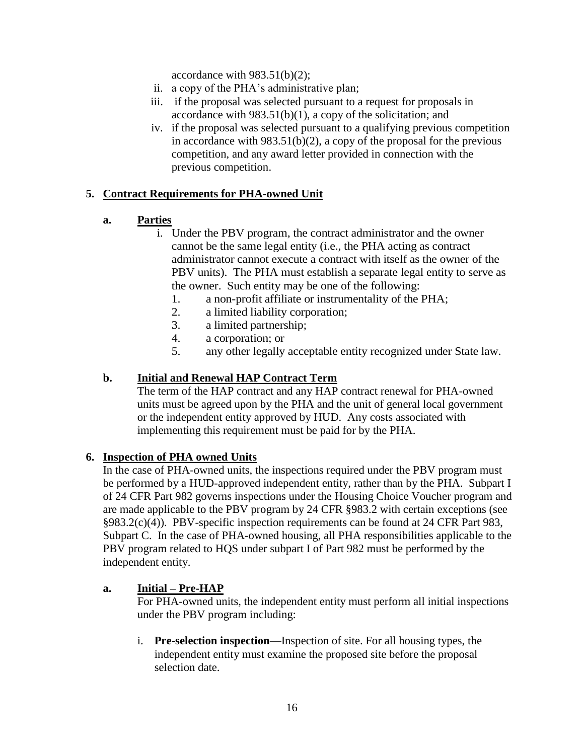accordance with 983.51(b)(2);

ii. a copy of the PHA's administrative plan;

iii. if the proposal was selected pursuant to a request for proposals in accordance with 983.51(b)(1), a copy of the solicitation; and

iv. if the proposal was selected pursuant to a qualifying previous competition in accordance with 983.51(b)(2), a copy of the proposal for the previous competition, and any award letter provided in connection with the previous competition.

## 5. Contract Requirements for PHA-owned Unit

### a. Parties

i. Under the PBV program, the contract administrator and the owner cannot be the same legal entity (i.e., the PHA acting as contract administrator cannot execute a contract with itself as the owner of the PBV units). The PHA must establish a separate legal entity to serve as the owner. Such entity may be one of the following:

1. a non-profit affiliate or instrumentality of the PHA;
2. a limited liability corporation;
3. a limited partnership;
4. a corporation; or
5. any other legally acceptable entity recognized under State law.

### b. Initial and Renewal HAP Contract Term

The term of the HAP contract and any HAP contract renewal for PHA-owned units must be agreed upon by the PHA and the unit of general local government or the independent entity approved by HUD. Any costs associated with implementing this requirement must be paid for by the PHA.

## 6. Inspection of PHA owned Units

In the case of PHA-owned units, the inspections required under the PBV program must be performed by a HUD-approved independent entity, rather than by the PHA. Subpart I of 24 CFR Part 982 governs inspections under the Housing Choice Voucher program and are made applicable to the PBV program by 24 CFR §983.2 with certain exceptions (see §983.2(c)(4)). PBV-specific inspection requirements can be found at 24 CFR Part 983, Subpart C. In the case of PHA-owned housing, all PHA responsibilities applicable to the PBV program related to HQS under subpart I of Part 982 must be performed by the independent entity.

### a. Initial – Pre-HAP

For PHA-owned units, the independent entity must perform all initial inspections under the PBV program including:

i. **Pre-selection inspection**—Inspection of site. For all housing types, the independent entity must examine the proposed site before the proposal selection date.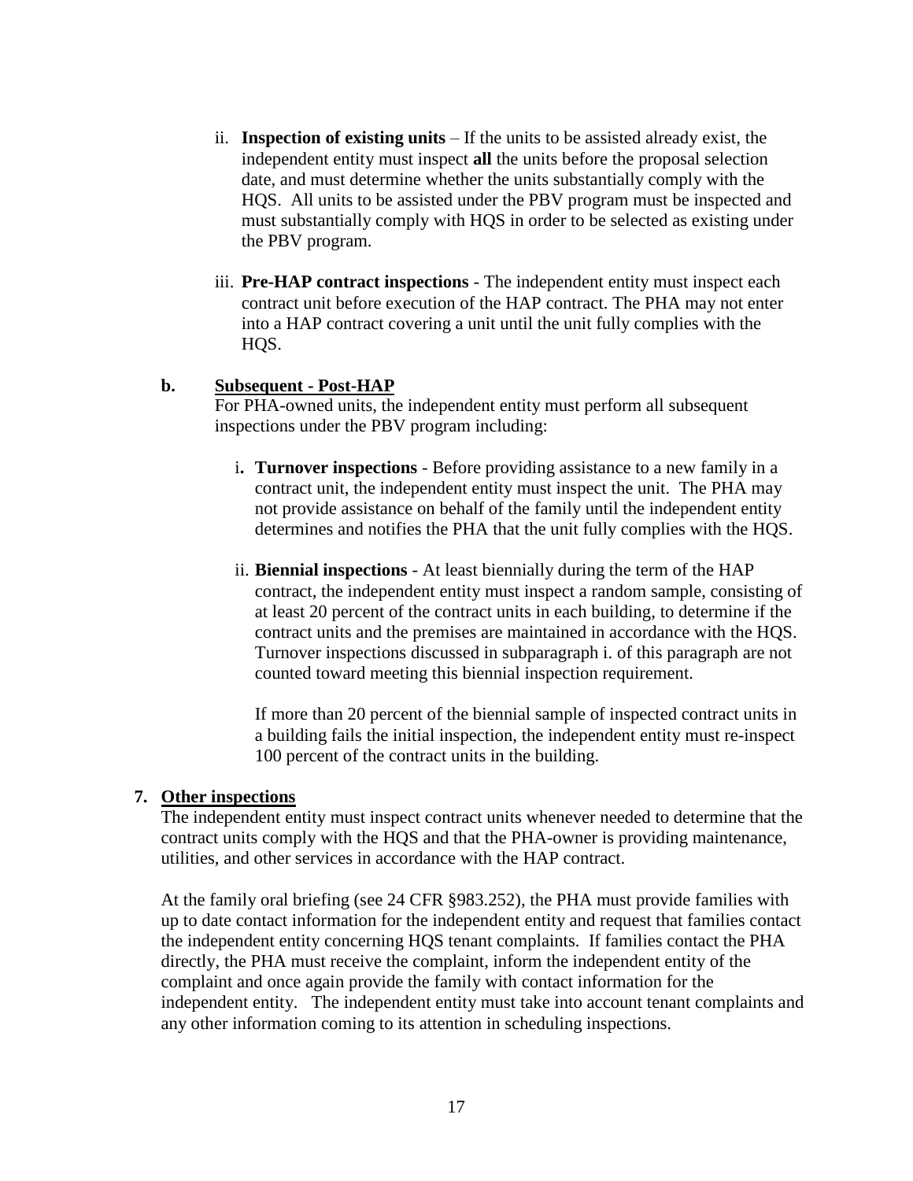ii. **Inspection of existing units** – If the units to be assisted already exist, the independent entity must inspect **all** the units before the proposal selection date, and must determine whether the units substantially comply with the HQS. All units to be assisted under the PBV program must be inspected and must substantially comply with HQS in order to be selected as existing under the PBV program.

iii. **Pre-HAP contract inspections** - The independent entity must inspect each contract unit before execution of the HAP contract. The PHA may not enter into a HAP contract covering a unit until the unit fully complies with the HQS.

**b. Subsequent - Post-HAP**

For PHA-owned units, the independent entity must perform all subsequent inspections under the PBV program including:

i. **Turnover inspections** - Before providing assistance to a new family in a contract unit, the independent entity must inspect the unit. The PHA may not provide assistance on behalf of the family until the independent entity determines and notifies the PHA that the unit fully complies with the HQS.

ii. **Biennial inspections** - At least biennially during the term of the HAP contract, the independent entity must inspect a random sample, consisting of at least 20 percent of the contract units in each building, to determine if the contract units and the premises are maintained in accordance with the HQS. Turnover inspections discussed in subparagraph i. of this paragraph are not counted toward meeting this biennial inspection requirement.

If more than 20 percent of the biennial sample of inspected contract units in a building fails the initial inspection, the independent entity must re-inspect 100 percent of the contract units in the building.

**7. Other inspections**

The independent entity must inspect contract units whenever needed to determine that the contract units comply with the HQS and that the PHA-owner is providing maintenance, utilities, and other services in accordance with the HAP contract.

At the family oral briefing (see 24 CFR §983.252), the PHA must provide families with up to date contact information for the independent entity and request that families contact the independent entity concerning HQS tenant complaints. If families contact the PHA directly, the PHA must receive the complaint, inform the independent entity of the complaint and once again provide the family with contact information for the independent entity. The independent entity must take into account tenant complaints and any other information coming to its attention in scheduling inspections.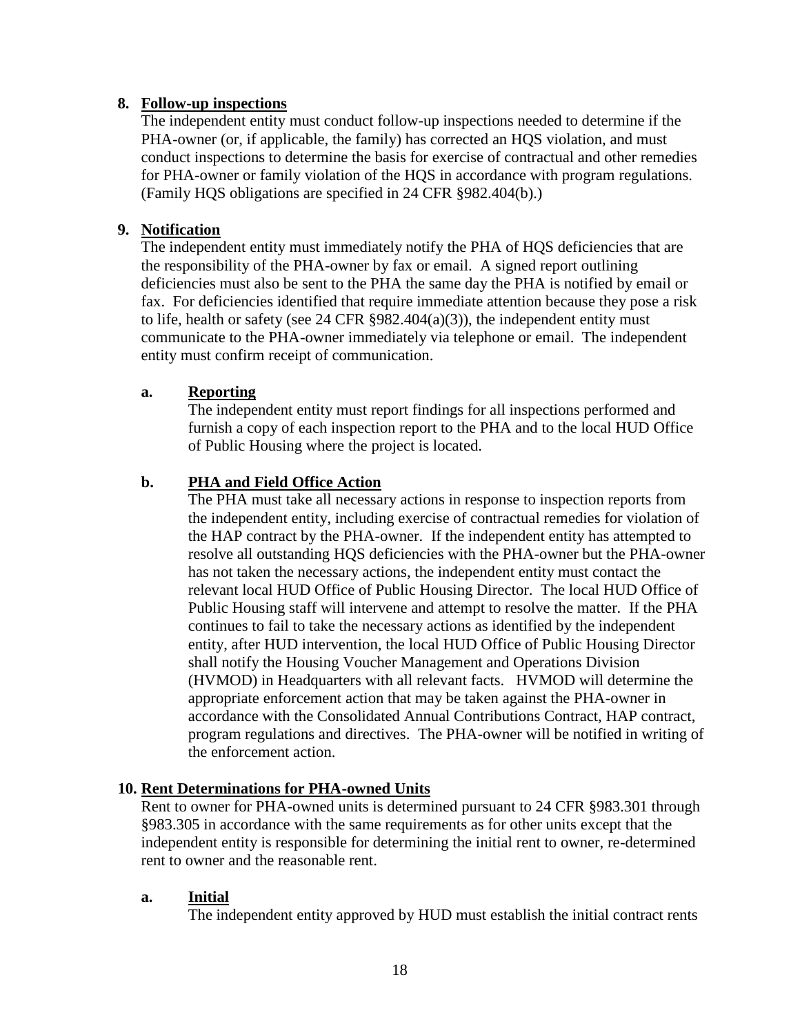**8. Follow-up inspections**

The independent entity must conduct follow-up inspections needed to determine if the PHA-owner (or, if applicable, the family) has corrected an HQS violation, and must conduct inspections to determine the basis for exercise of contractual and other remedies for PHA-owner or family violation of the HQS in accordance with program regulations. (Family HQS obligations are specified in 24 CFR §982.404(b).)

**9. Notification**

The independent entity must immediately notify the PHA of HQS deficiencies that are the responsibility of the PHA-owner by fax or email. A signed report outlining deficiencies must also be sent to the PHA the same day the PHA is notified by email or fax. For deficiencies identified that require immediate attention because they pose a risk to life, health or safety (see 24 CFR §982.404(a)(3)), the independent entity must communicate to the PHA-owner immediately via telephone or email. The independent entity must confirm receipt of communication.

**a. Reporting**

The independent entity must report findings for all inspections performed and furnish a copy of each inspection report to the PHA and to the local HUD Office of Public Housing where the project is located.

**b. PHA and Field Office Action**

The PHA must take all necessary actions in response to inspection reports from the independent entity, including exercise of contractual remedies for violation of the HAP contract by the PHA-owner. If the independent entity has attempted to resolve all outstanding HQS deficiencies with the PHA-owner but the PHA-owner has not taken the necessary actions, the independent entity must contact the relevant local HUD Office of Public Housing Director. The local HUD Office of Public Housing staff will intervene and attempt to resolve the matter. If the PHA continues to fail to take the necessary actions as identified by the independent entity, after HUD intervention, the local HUD Office of Public Housing Director shall notify the Housing Voucher Management and Operations Division (HVMOD) in Headquarters with all relevant facts. HVMOD will determine the appropriate enforcement action that may be taken against the PHA-owner in accordance with the Consolidated Annual Contributions Contract, HAP contract, program regulations and directives. The PHA-owner will be notified in writing of the enforcement action.

**10. Rent Determinations for PHA-owned Units**

Rent to owner for PHA-owned units is determined pursuant to 24 CFR §983.301 through §983.305 in accordance with the same requirements as for other units except that the independent entity is responsible for determining the initial rent to owner, re-determined rent to owner and the reasonable rent.

**a. Initial**

The independent entity approved by HUD must establish the initial contract rents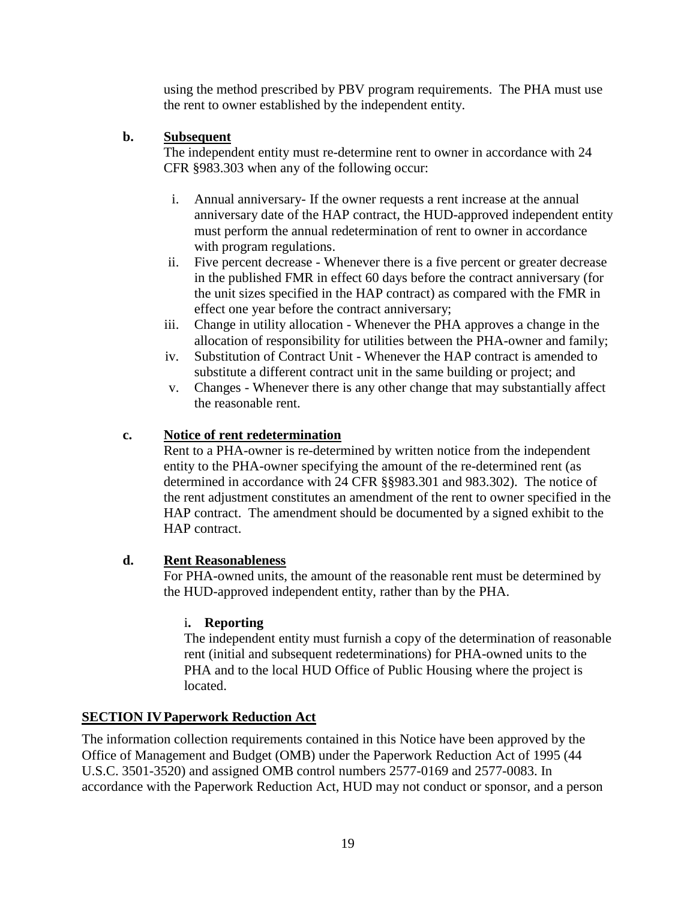using the method prescribed by PBV program requirements. The PHA must use the rent to owner established by the independent entity.

**b. Subsequent**

The independent entity must re-determine rent to owner in accordance with 24 CFR §983.303 when any of the following occur:

i. Annual anniversary- If the owner requests a rent increase at the annual anniversary date of the HAP contract, the HUD-approved independent entity must perform the annual redetermination of rent to owner in accordance with program regulations.

ii. Five percent decrease - Whenever there is a five percent or greater decrease in the published FMR in effect 60 days before the contract anniversary (for the unit sizes specified in the HAP contract) as compared with the FMR in effect one year before the contract anniversary;

iii. Change in utility allocation - Whenever the PHA approves a change in the allocation of responsibility for utilities between the PHA-owner and family;

iv. Substitution of Contract Unit - Whenever the HAP contract is amended to substitute a different contract unit in the same building or project; and

v. Changes - Whenever there is any other change that may substantially affect the reasonable rent.

**c. Notice of rent redetermination**

Rent to a PHA-owner is re-determined by written notice from the independent entity to the PHA-owner specifying the amount of the re-determined rent (as determined in accordance with 24 CFR §§983.301 and 983.302). The notice of the rent adjustment constitutes an amendment of the rent to owner specified in the HAP contract. The amendment should be documented by a signed exhibit to the HAP contract.

**d. Rent Reasonableness**

For PHA-owned units, the amount of the reasonable rent must be determined by the HUD-approved independent entity, rather than by the PHA.

i. **Reporting**

The independent entity must furnish a copy of the determination of reasonable rent (initial and subsequent redeterminations) for PHA-owned units to the PHA and to the local HUD Office of Public Housing where the project is located.

## SECTION IV Paperwork Reduction Act

The information collection requirements contained in this Notice have been approved by the Office of Management and Budget (OMB) under the Paperwork Reduction Act of 1995 (44 U.S.C. 3501-3520) and assigned OMB control numbers 2577-0169 and 2577-0083. In accordance with the Paperwork Reduction Act, HUD may not conduct or sponsor, and a person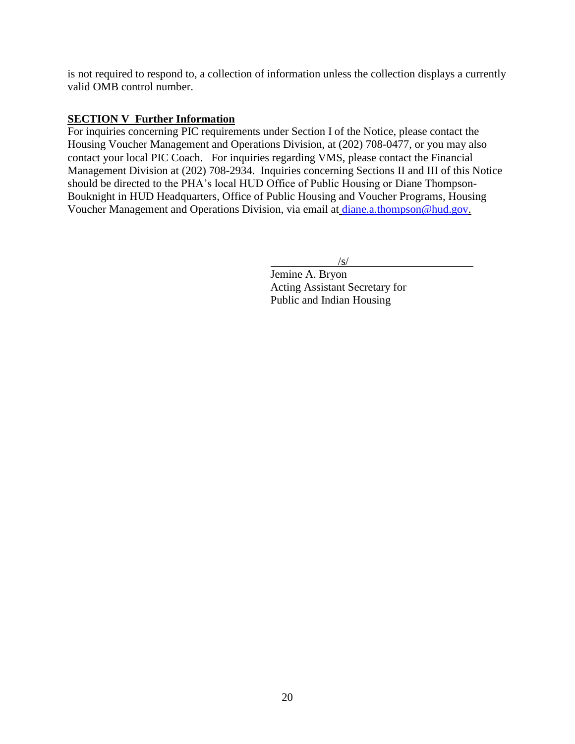is not required to respond to, a collection of information unless the collection displays a currently valid OMB control number.

## SECTION V Further Information

For inquiries concerning PIC requirements under Section I of the Notice, please contact the Housing Voucher Management and Operations Division, at (202) 708-0477, or you may also contact your local PIC Coach. For inquiries regarding VMS, please contact the Financial Management Division at (202) 708-2934. Inquiries concerning Sections II and III of this Notice should be directed to the PHA's local HUD Office of Public Housing or Diane Thompson-Bouknight in HUD Headquarters, Office of Public Housing and Voucher Programs, Housing Voucher Management and Operations Division, via email at diane.a.thompson@hud.gov.

/s/

Jemine A. Bryon
Acting Assistant Secretary for
Public and Indian Housing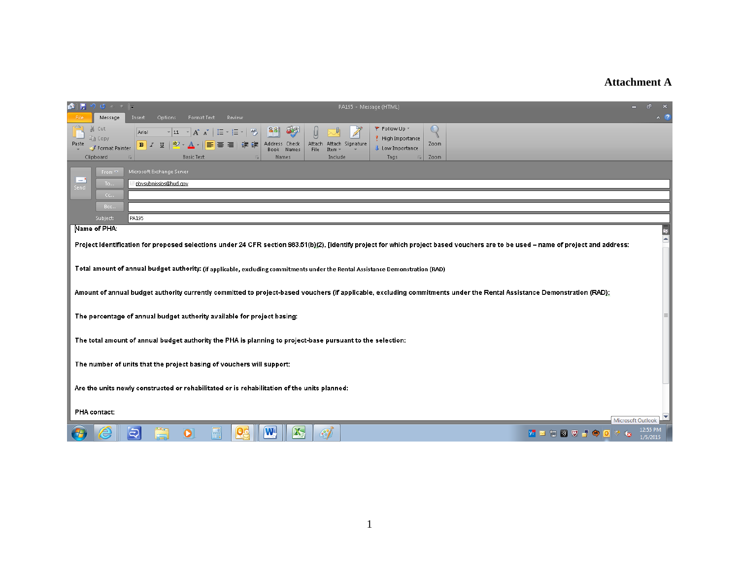# Attachment A

To... pbvsubmissios@hud.gov

Subject: PA195

Name of PHA:

Project Identification for proposed selections under 24 CFR section 983.51(b)(2). [identify project for which project based vouchers are to be used – name of project and address:

Total amount of annual budget authority: (if applicable, excluding commitments under the Rental Assistance Demonstration (RAD)

Amount of annual budget authority currently committed to project-based vouchers (if applicable, excluding commitments under the Rental Assistance Demonstration (RAD):

The percentage of annual budget authority available for project basing:

The total amount of annual budget authority the PHA is planning to project-base pursuant to the selection:

The number of units that the project basing of vouchers will support:

Are the units newly constructed or rehabilitated or is rehabilitation of the units planned:

PHA contact: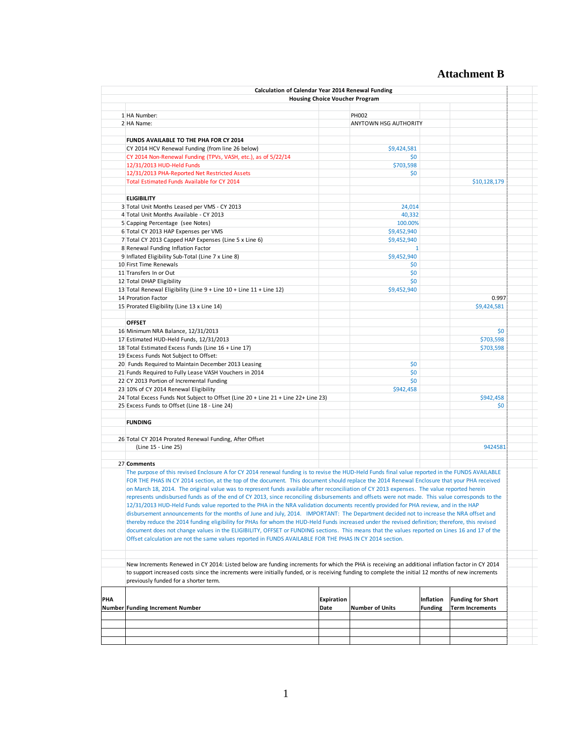# Attachment B

**Calculation of Calendar Year 2014 Renewal Funding**
**Housing Choice Voucher Program**

| # | Item | | |
|---|---|---|---|
| 1 | HA Number: | PH002 | |
| 2 | HA Name: | ANYTOWN HSG AUTHORITY | |
| | **FUNDS AVAILABLE TO THE PHA FOR CY 2014** | | |
| | CY 2014 HCV Renewal Funding (from line 26 below) | $9,424,581 | |
| | CY 2014 Non-Renewal Funding (TPVs, VASH, etc.), as of 5/22/14 | $0 | |
| | 12/31/2013 HUD-Held Funds | $703,598 | |
| | 12/31/2013 PHA-Reported Net Restricted Assets | $0 | |
| | Total Estimated Funds Available for CY 2014 | | $10,128,179 |
| | **ELIGIBILITY** | | |
| 3 | Total Unit Months Leased per VMS - CY 2013 | 24,014 | |
| 4 | Total Unit Months Available - CY 2013 | 40,332 | |
| 5 | Capping Percentage (see Notes) | 100.00% | |
| 6 | Total CY 2013 HAP Expenses per VMS | $9,452,940 | |
| 7 | Total CY 2013 Capped HAP Expenses (Line 5 x Line 6) | $9,452,940 | |
| 8 | Renewal Funding Inflation Factor | 1 | |
| 9 | Inflated Eligibility Sub-Total (Line 7 x Line 8) | $9,452,940 | |
| 10 | First Time Renewals | $0 | |
| 11 | Transfers In or Out | $0 | |
| 12 | Total DHAP Eligibility | $0 | |
| 13 | Total Renewal Eligibility (Line 9 + Line 10 + Line 11 + Line 12) | $9,452,940 | |
| 14 | Proration Factor | | 0.997 |
| 15 | Prorated Eligibility (Line 13 x Line 14) | | $9,424,581 |
| | **OFFSET** | | |
| 16 | Minimum NRA Balance, 12/31/2013 | | $0 |
| 17 | Estimated HUD-Held Funds, 12/31/2013 | | $703,598 |
| 18 | Total Estimated Excess Funds (Line 16 + Line 17) | | $703,598 |
| 19 | Excess Funds Not Subject to Offset: | | |
| 20 | Funds Required to Maintain December 2013 Leasing | $0 | |
| 21 | Funds Required to Fully Lease VASH Vouchers in 2014 | $0 | |
| 22 | CY 2013 Portion of Incremental Funding | $0 | |
| 23 | 10% of CY 2014 Renewal Eligibility | $942,458 | |
| 24 | Total Excess Funds Not Subject to Offset (Line 20 + Line 21 + Line 22+ Line 23) | | $942,458 |
| 25 | Excess Funds to Offset (Line 18 - Line 24) | | $0 |
| | **FUNDING** | | |
| 26 | Total CY 2014 Prorated Renewal Funding, After Offset (Line 15 - Line 25) | | 9424581 |

27 **Comments**

The purpose of this revised Enclosure A for CY 2014 renewal funding is to revise the HUD-Held Funds final value reported in the FUNDS AVAILABLE FOR THE PHAS IN CY 2014 section, at the top of the document. This document should replace the 2014 Renewal Enclosure that your PHA received on March 18, 2014. The original value was to represent funds available after reconciliation of CY 2013 expenses. The value reported herein represents undisbursed funds as of the end of CY 2013, since reconciling disbursements and offsets were not made. This value corresponds to the 12/31/2013 HUD-Held Funds value reported to the PHA in the NRA validation documents recently provided for PHA review, and in the HAP disbursement announcements for the months of June and July, 2014. IMPORTANT: The Department decided not to increase the NRA offset and thereby reduce the 2014 funding eligibility for PHAs for whom the HUD-Held Funds increased under the revised definition; therefore, this revised document does not change values in the ELIGIBILITY, OFFSET or FUNDING sections. This means that the values reported on Lines 16 and 17 of the Offset calculation are not the same values reported in FUNDS AVAILABLE FOR THE PHAS IN CY 2014 section.

New Increments Renewed in CY 2014: Listed below are funding increments for which the PHA is receiving an additional inflation factor in CY 2014 to support increased costs since the increments were initially funded, or is receiving funding to complete the initial 12 months of new increments previously funded for a shorter term.

| PHA Number | Funding Increment Number | Expiration Date | Number of Units | Inflation Funding | Funding for Short Term Increments |
|---|---|---|---|---|---|
| | | | | | |
| | | | | | |
| | | | | | |
| | | | | | |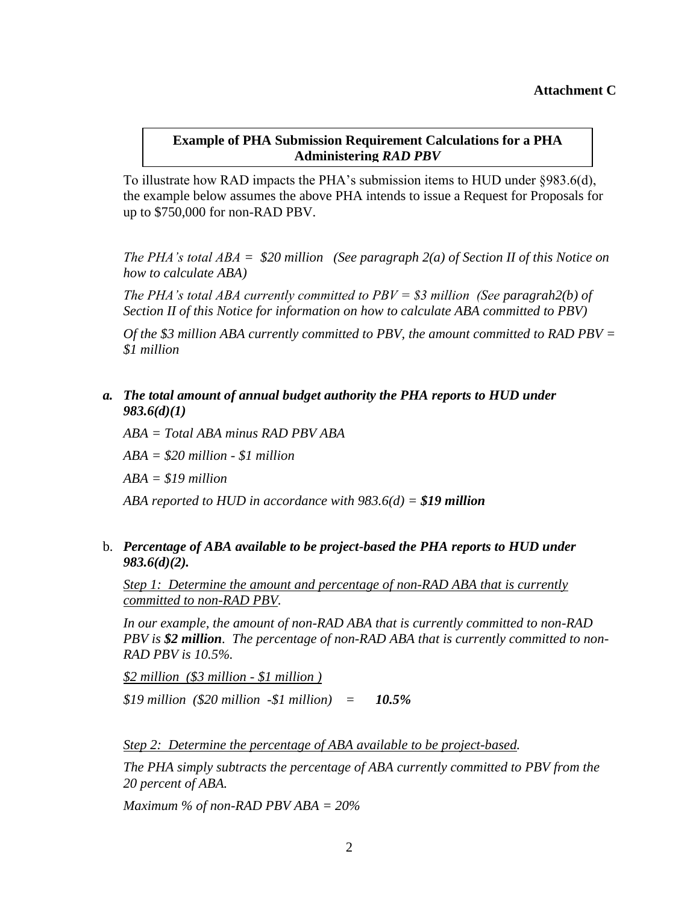**Attachment C**

**Example of PHA Submission Requirement Calculations for a PHA Administering *RAD PBV***

To illustrate how RAD impacts the PHA's submission items to HUD under §983.6(d), the example below assumes the above PHA intends to issue a Request for Proposals for up to $750,000 for non-RAD PBV.

*The PHA's total ABA = $20 million (See paragraph 2(a) of Section II of this Notice on how to calculate ABA)*

*The PHA's total ABA currently committed to PBV = $3 million (See paragrah2(b) of Section II of this Notice for information on how to calculate ABA committed to PBV)*

*Of the $3 million ABA currently committed to PBV, the amount committed to RAD PBV = $1 million*

***a. The total amount of annual budget authority the PHA reports to HUD under 983.6(d)(1)***

*ABA = Total ABA minus RAD PBV ABA*

*ABA = $20 million - $1 million*

*ABA = $19 million*

*ABA reported to HUD in accordance with 983.6(d) = **$19 million***

b. ***Percentage of ABA available to be project-based the PHA reports to HUD under 983.6(d)(2).***

*Step 1: Determine the amount and percentage of non-RAD ABA that is currently committed to non-RAD PBV.*

*In our example, the amount of non-RAD ABA that is currently committed to non-RAD PBV is **$2 million**. The percentage of non-RAD ABA that is currently committed to non-RAD PBV is 10.5%.*

*$2 million ($3 million - $1 million )*

*$19 million ($20 million -$1 million) = **10.5%***

*Step 2: Determine the percentage of ABA available to be project-based.*

*The PHA simply subtracts the percentage of ABA currently committed to PBV from the 20 percent of ABA.*

*Maximum % of non-RAD PBV ABA = 20%*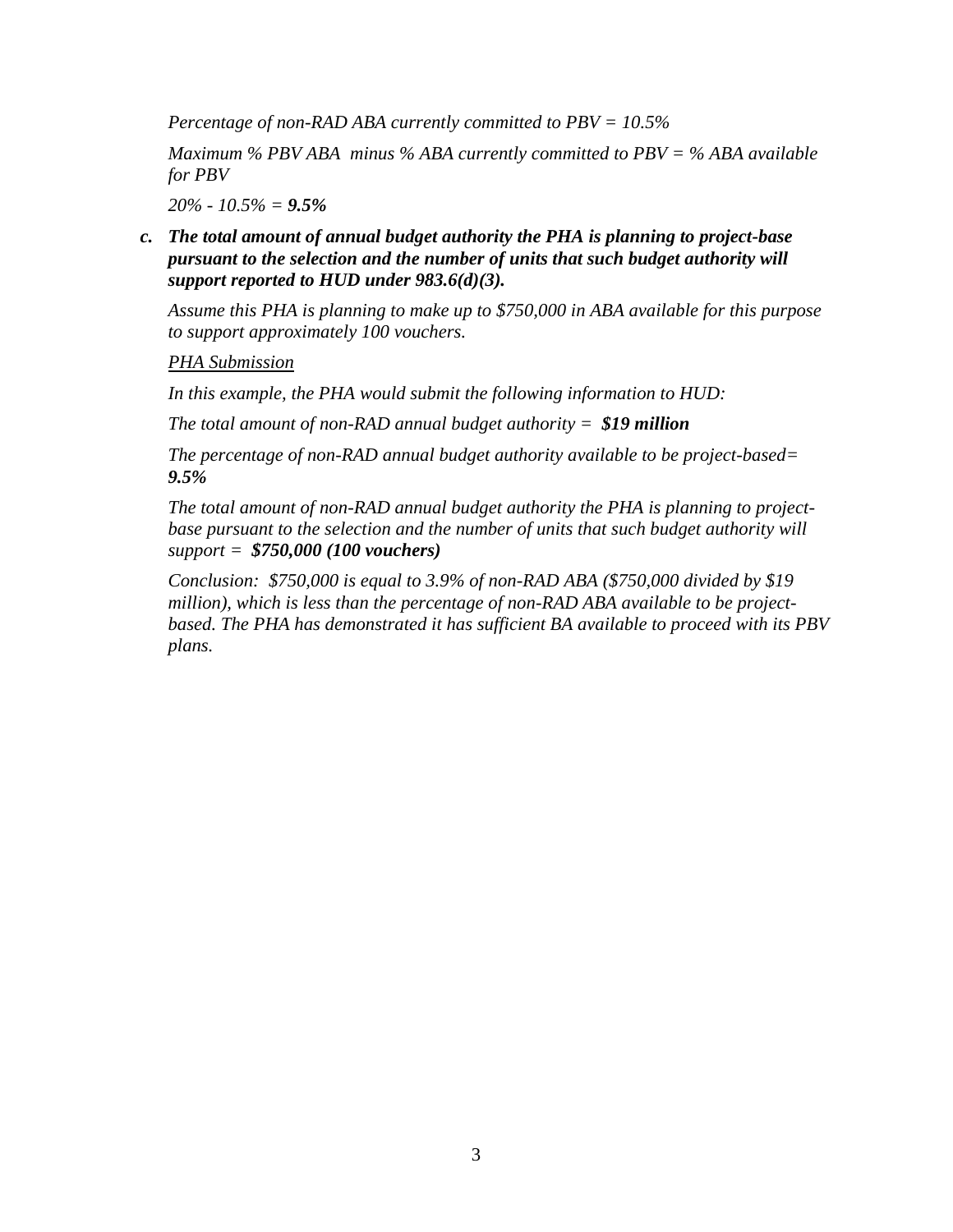*Percentage of non-RAD ABA currently committed to PBV = 10.5%*

*Maximum % PBV ABA minus % ABA currently committed to PBV = % ABA available for PBV*

*20% - 10.5% =* ***9.5%***

c. ***The total amount of annual budget authority the PHA is planning to project-base pursuant to the selection and the number of units that such budget authority will support reported to HUD under 983.6(d)(3).***

*Assume this PHA is planning to make up to $750,000 in ABA available for this purpose to support approximately 100 vouchers.*

*<u>PHA Submission</u>*

*In this example, the PHA would submit the following information to HUD:*

*The total amount of non-RAD annual budget authority =* ***$19 million***

*The percentage of non-RAD annual budget authority available to be project-based=* ***9.5%***

*The total amount of non-RAD annual budget authority the PHA is planning to project-base pursuant to the selection and the number of units that such budget authority will support =* ***$750,000 (100 vouchers)***

*Conclusion: $750,000 is equal to 3.9% of non-RAD ABA ($750,000 divided by $19 million), which is less than the percentage of non-RAD ABA available to be project-based. The PHA has demonstrated it has sufficient BA available to proceed with its PBV plans.*